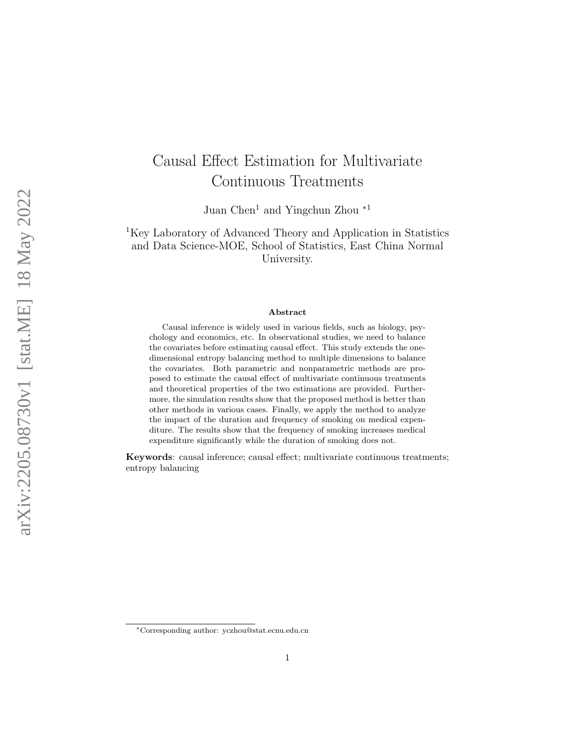# Causal Effect Estimation for Multivariate Continuous Treatments

Juan Chen[1] and Yingchun Zhou *[1]

[1]Key Laboratory of Advanced Theory and Application in Statistics and Data Science-MOE, School of Statistics, East China Normal University.

## Abstract

Causal inference is widely used in various fields, such as biology, psychology and economics, etc. In observational studies, we need to balance the covariates before estimating causal effect. This study extends the one-dimensional entropy balancing method to multiple dimensions to balance the covariates. Both parametric and nonparametric methods are proposed to estimate the causal effect of multivariate continuous treatments and theoretical properties of the two estimations are provided. Furthermore, the simulation results show that the proposed method is better than other methods in various cases. Finally, we apply the method to analyze the impact of the duration and frequency of smoking on medical expenditure. The results show that the frequency of smoking increases medical expenditure significantly while the duration of smoking does not.

**Keywords**: causal inference; causal effect; multivariate continuous treatments; entropy balancing

*Corresponding author: yczhou@stat.ecnu.edu.cn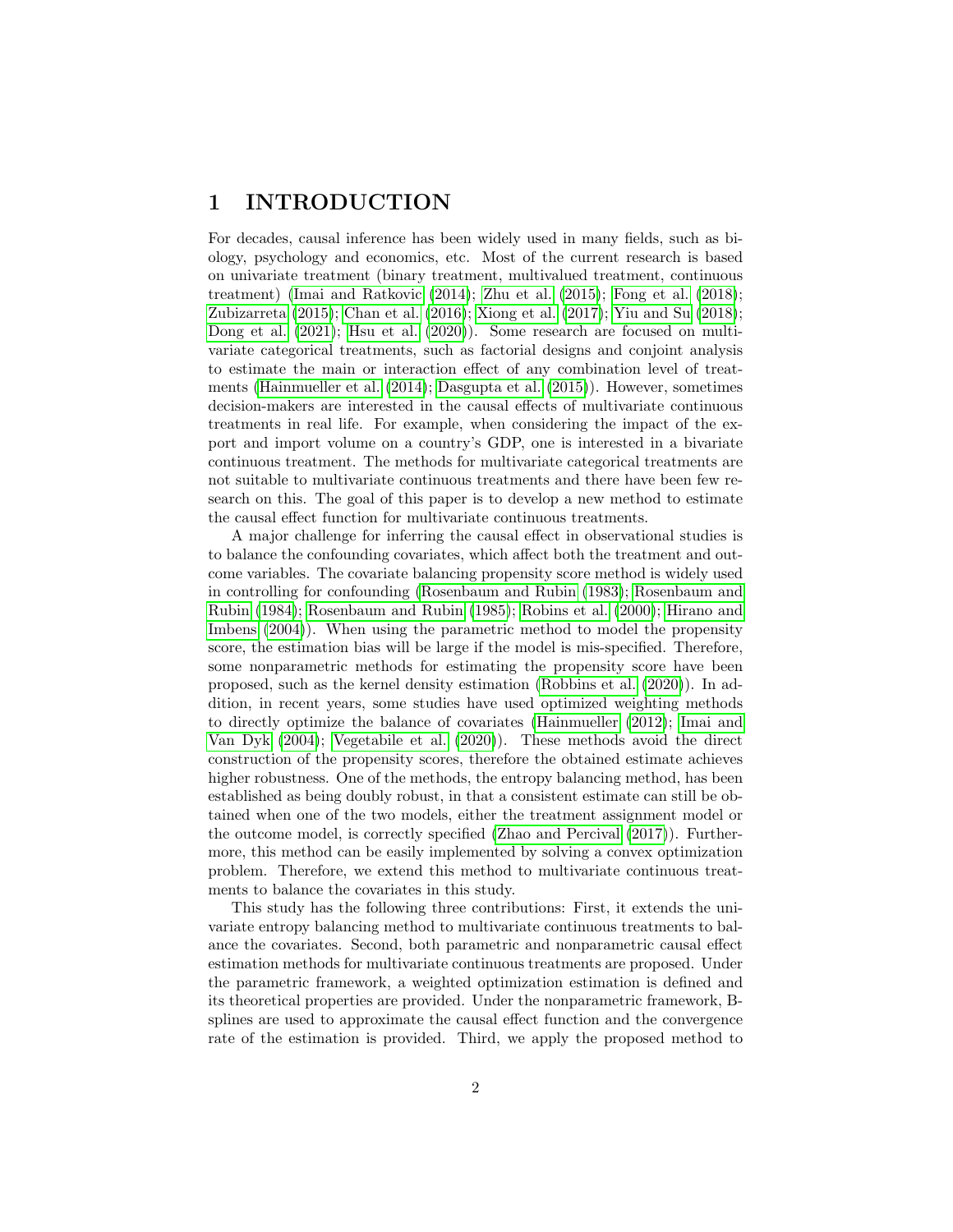# 1 INTRODUCTION

For decades, causal inference has been widely used in many fields, such as biology, psychology and economics, etc. Most of the current research is based on univariate treatment (binary treatment, multivalued treatment, continuous treatment) (Imai and Ratkovic (2014); Zhu et al. (2015); Fong et al. (2018); Zubizarreta (2015); Chan et al. (2016); Xiong et al. (2017); Yiu and Su (2018); Dong et al. (2021); Hsu et al. (2020)). Some research are focused on multivariate categorical treatments, such as factorial designs and conjoint analysis to estimate the main or interaction effect of any combination level of treatments (Hainmueller et al. (2014); Dasgupta et al. (2015)). However, sometimes decision-makers are interested in the causal effects of multivariate continuous treatments in real life. For example, when considering the impact of the export and import volume on a country's GDP, one is interested in a bivariate continuous treatment. The methods for multivariate categorical treatments are not suitable to multivariate continuous treatments and there have been few research on this. The goal of this paper is to develop a new method to estimate the causal effect function for multivariate continuous treatments.

A major challenge for inferring the causal effect in observational studies is to balance the confounding covariates, which affect both the treatment and outcome variables. The covariate balancing propensity score method is widely used in controlling for confounding (Rosenbaum and Rubin (1983); Rosenbaum and Rubin (1984); Rosenbaum and Rubin (1985); Robins et al. (2000); Hirano and Imbens (2004)). When using the parametric method to model the propensity score, the estimation bias will be large if the model is mis-specified. Therefore, some nonparametric methods for estimating the propensity score have been proposed, such as the kernel density estimation (Robbins et al. (2020)). In addition, in recent years, some studies have used optimized weighting methods to directly optimize the balance of covariates (Hainmueller (2012); Imai and Van Dyk (2004); Vegetabile et al. (2020)). These methods avoid the direct construction of the propensity scores, therefore the obtained estimate achieves higher robustness. One of the methods, the entropy balancing method, has been established as being doubly robust, in that a consistent estimate can still be obtained when one of the two models, either the treatment assignment model or the outcome model, is correctly specified (Zhao and Percival (2017)). Furthermore, this method can be easily implemented by solving a convex optimization problem. Therefore, we extend this method to multivariate continuous treatments to balance the covariates in this study.

This study has the following three contributions: First, it extends the univariate entropy balancing method to multivariate continuous treatments to balance the covariates. Second, both parametric and nonparametric causal effect estimation methods for multivariate continuous treatments are proposed. Under the parametric framework, a weighted optimization estimation is defined and its theoretical properties are provided. Under the nonparametric framework, B-splines are used to approximate the causal effect function and the convergence rate of the estimation is provided. Third, we apply the proposed method to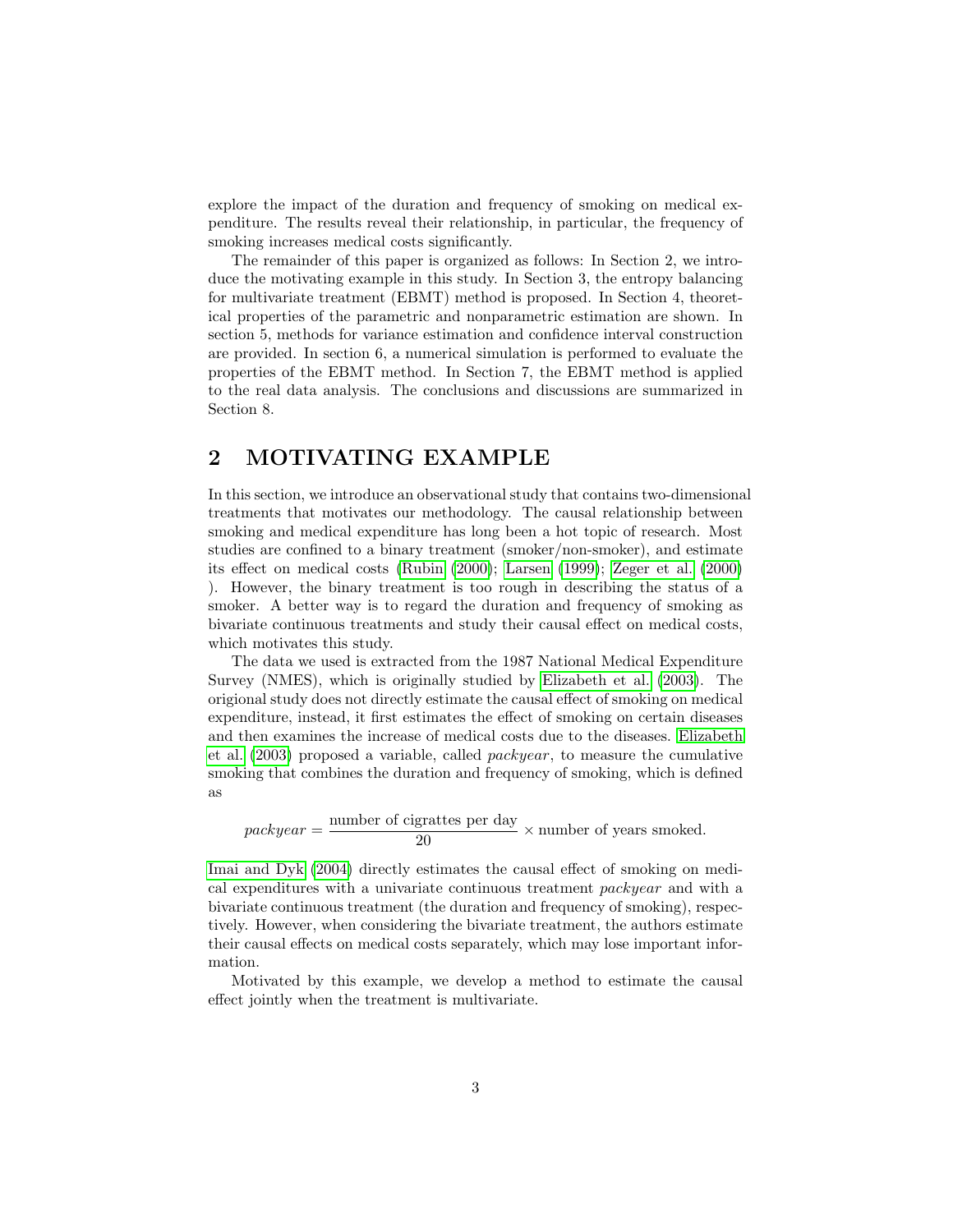explore the impact of the duration and frequency of smoking on medical expenditure. The results reveal their relationship, in particular, the frequency of smoking increases medical costs significantly.

The remainder of this paper is organized as follows: In Section 2, we introduce the motivating example in this study. In Section 3, the entropy balancing for multivariate treatment (EBMT) method is proposed. In Section 4, theoretical properties of the parametric and nonparametric estimation are shown. In section 5, methods for variance estimation and confidence interval construction are provided. In section 6, a numerical simulation is performed to evaluate the properties of the EBMT method. In Section 7, the EBMT method is applied to the real data analysis. The conclusions and discussions are summarized in Section 8.

## 2 MOTIVATING EXAMPLE

In this section, we introduce an observational study that contains two-dimensional treatments that motivates our methodology. The causal relationship between smoking and medical expenditure has long been a hot topic of research. Most studies are confined to a binary treatment (smoker/non-smoker), and estimate its effect on medical costs (Rubin (2000); Larsen (1999); Zeger et al. (2000) ). However, the binary treatment is too rough in describing the status of a smoker. A better way is to regard the duration and frequency of smoking as bivariate continuous treatments and study their causal effect on medical costs, which motivates this study.

The data we used is extracted from the 1987 National Medical Expenditure Survey (NMES), which is originally studied by Elizabeth et al. (2003). The origional study does not directly estimate the causal effect of smoking on medical expenditure, instead, it first estimates the effect of smoking on certain diseases and then examines the increase of medical costs due to the diseases. Elizabeth et al. (2003) proposed a variable, called *packyear*, to measure the cumulative smoking that combines the duration and frequency of smoking, which is defined as

$$packyear = \frac{\text{number of cigrattes per day}}{20} \times \text{number of years smoked.}$$

Imai and Dyk (2004) directly estimates the causal effect of smoking on medical expenditures with a univariate continuous treatment *packyear* and with a bivariate continuous treatment (the duration and frequency of smoking), respectively. However, when considering the bivariate treatment, the authors estimate their causal effects on medical costs separately, which may lose important information.

Motivated by this example, we develop a method to estimate the causal effect jointly when the treatment is multivariate.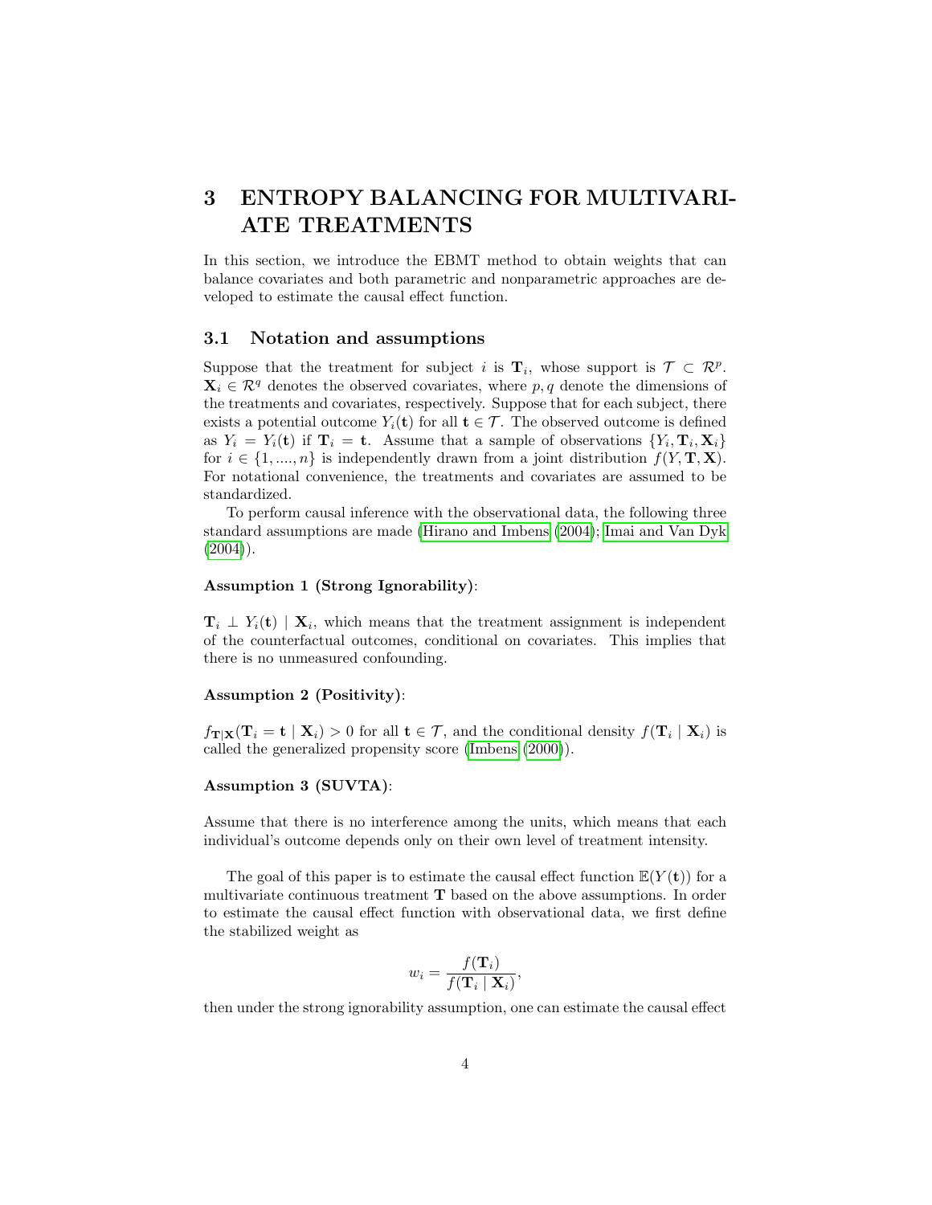# 3 ENTROPY BALANCING FOR MULTIVARIATE TREATMENTS

In this section, we introduce the EBMT method to obtain weights that can balance covariates and both parametric and nonparametric approaches are developed to estimate the causal effect function.

## 3.1 Notation and assumptions

Suppose that the treatment for subject $i$ is $\mathbf{T}_i$, whose support is $\mathcal{T} \subset \mathcal{R}^p$. $\mathbf{X}_i \in \mathcal{R}^q$ denotes the observed covariates, where $p, q$ denote the dimensions of the treatments and covariates, respectively. Suppose that for each subject, there exists a potential outcome $Y_i(\mathbf{t})$ for all $\mathbf{t} \in \mathcal{T}$. The observed outcome is defined as $Y_i = Y_i(\mathbf{t})$ if $\mathbf{T}_i = \mathbf{t}$. Assume that a sample of observations $\{Y_i, \mathbf{T}_i, \mathbf{X}_i\}$ for $i \in \{1, ...., n\}$ is independently drawn from a joint distribution $f(Y, \mathbf{T}, \mathbf{X})$. For notational convenience, the treatments and covariates are assumed to be standardized.

To perform causal inference with the observational data, the following three standard assumptions are made (Hirano and Imbens (2004); Imai and Van Dyk (2004)).

**Assumption 1 (Strong Ignorability)**:

$\mathbf{T}_i \perp Y_i(\mathbf{t}) \mid \mathbf{X}_i$, which means that the treatment assignment is independent of the counterfactual outcomes, conditional on covariates. This implies that there is no unmeasured confounding.

**Assumption 2 (Positivity)**:

$f_{\mathbf{T}|\mathbf{X}}(\mathbf{T}_i = \mathbf{t} \mid \mathbf{X}_i) > 0$ for all $\mathbf{t} \in \mathcal{T}$, and the conditional density $f(\mathbf{T}_i \mid \mathbf{X}_i)$ is called the generalized propensity score (Imbens (2000)).

**Assumption 3 (SUVTA)**:

Assume that there is no interference among the units, which means that each individual's outcome depends only on their own level of treatment intensity.

The goal of this paper is to estimate the causal effect function $\mathbb{E}(Y(\mathbf{t}))$ for a multivariate continuous treatment $\mathbf{T}$ based on the above assumptions. In order to estimate the causal effect function with observational data, we first define the stabilized weight as

$$w_i = \frac{f(\mathbf{T}_i)}{f(\mathbf{T}_i \mid \mathbf{X}_i)},$$

then under the strong ignorability assumption, one can estimate the causal effect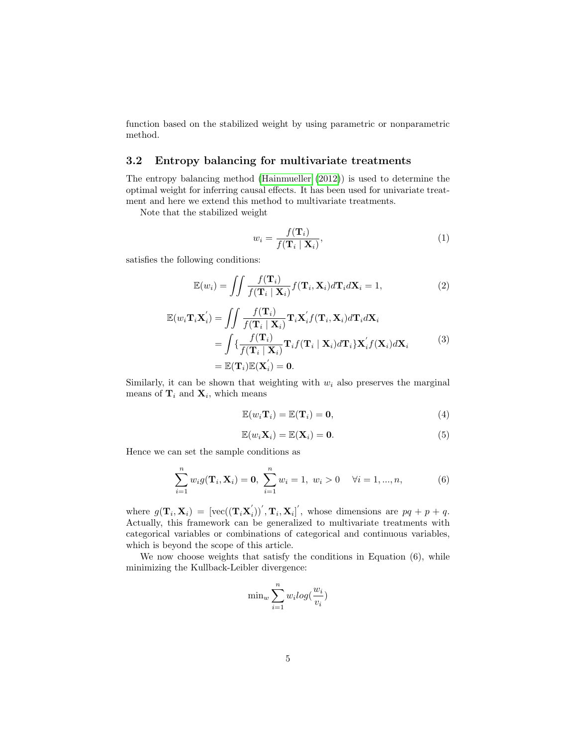function based on the stabilized weight by using parametric or nonparametric method.

### 3.2 Entropy balancing for multivariate treatments

The entropy balancing method (Hainmueller (2012)) is used to determine the optimal weight for inferring causal effects. It has been used for univariate treatment and here we extend this method to multivariate treatments.

Note that the stabilized weight

$$w_i = \frac{f(\mathbf{T}_i)}{f(\mathbf{T}_i \mid \mathbf{X}_i)}, \tag{1}$$

satisfies the following conditions:

$$\mathbb{E}(w_i) = \iint \frac{f(\mathbf{T}_i)}{f(\mathbf{T}_i \mid \mathbf{X}_i)} f(\mathbf{T}_i, \mathbf{X}_i) d\mathbf{T}_i d\mathbf{X}_i = 1, \tag{2}$$

$$\begin{aligned}
\mathbb{E}(w_i \mathbf{T}_i \mathbf{X}_i^{'}) &= \iint \frac{f(\mathbf{T}_i)}{f(\mathbf{T}_i \mid \mathbf{X}_i)} \mathbf{T}_i \mathbf{X}_i^{'} f(\mathbf{T}_i, \mathbf{X}_i) d\mathbf{T}_i d\mathbf{X}_i \\
&= \int \{ \frac{f(\mathbf{T}_i)}{f(\mathbf{T}_i \mid \mathbf{X}_i)} \mathbf{T}_i f(\mathbf{T}_i \mid \mathbf{X}_i) d\mathbf{T}_i \} \mathbf{X}_i^{'} f(\mathbf{X}_i) d\mathbf{X}_i \\
&= \mathbb{E}(\mathbf{T}_i)\mathbb{E}(\mathbf{X}_i^{'}) = \mathbf{0}.
\end{aligned} \tag{3}$$

Similarly, it can be shown that weighting with $w_i$ also preserves the marginal means of $\mathbf{T}_i$ and $\mathbf{X}_i$, which means

$$\mathbb{E}(w_i \mathbf{T}_i) = \mathbb{E}(\mathbf{T}_i) = \mathbf{0}, \tag{4}$$

$$\mathbb{E}(w_i \mathbf{X}_i) = \mathbb{E}(\mathbf{X}_i) = \mathbf{0}. \tag{5}$$

Hence we can set the sample conditions as

$$\sum_{i=1}^{n} w_i g(\mathbf{T}_i, \mathbf{X}_i) = \mathbf{0}, \; \sum_{i=1}^{n} w_i = 1, \; w_i > 0 \quad \forall i = 1, ..., n, \tag{6}$$

where $g(\mathbf{T}_i, \mathbf{X}_i) = [\text{vec}((\mathbf{T}_i \mathbf{X}_i^{'}))^{'}, \mathbf{T}_i, \mathbf{X}_i]^{'}$, whose dimensions are $pq + p + q$. Actually, this framework can be generalized to multivariate treatments with categorical variables or combinations of categorical and continuous variables, which is beyond the scope of this article.

We now choose weights that satisfy the conditions in Equation (6), while minimizing the Kullback-Leibler divergence:

$$\min_w \sum_{i=1}^{n} w_i log(\frac{w_i}{v_i})$$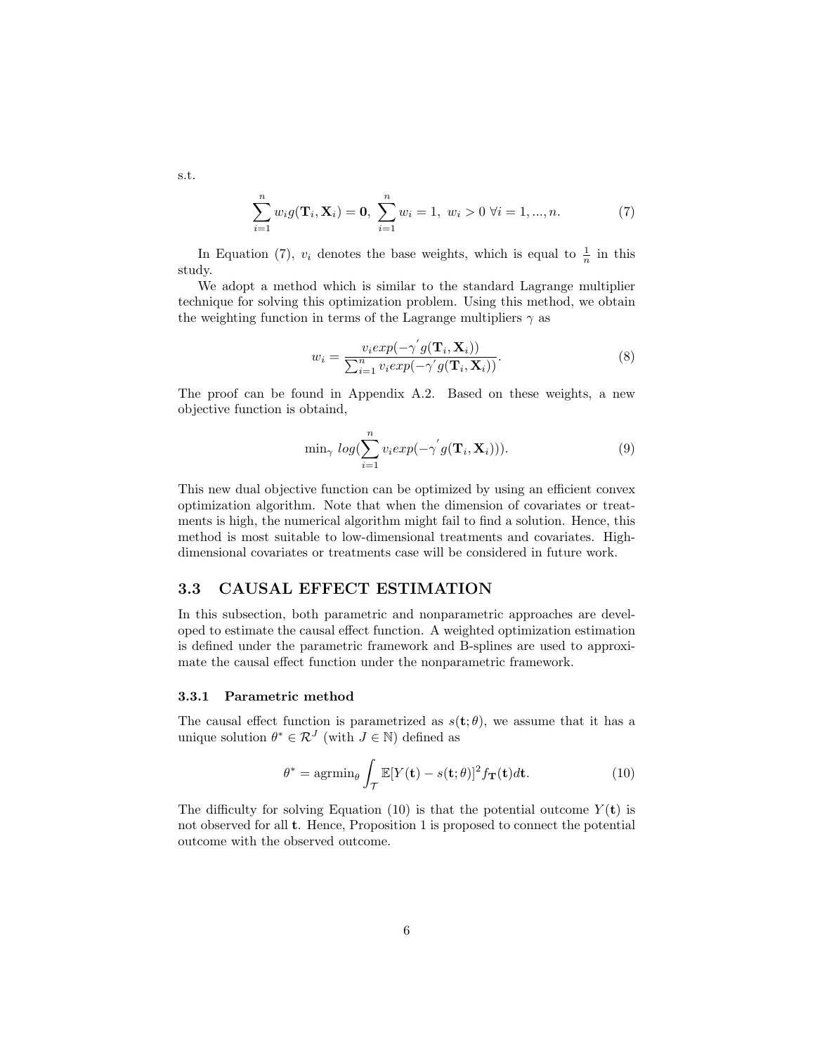s.t.

$$\sum_{i=1}^{n} w_i g(\mathbf{T}_i, \mathbf{X}_i) = \mathbf{0},\ \sum_{i=1}^{n} w_i = 1,\ w_i > 0\ \forall i = 1, ..., n. \tag{7}$$

In Equation (7), $v_i$ denotes the base weights, which is equal to $\frac{1}{n}$ in this study.

We adopt a method which is similar to the standard Lagrange multiplier technique for solving this optimization problem. Using this method, we obtain the weighting function in terms of the Lagrange multipliers $\gamma$ as

$$w_i = \frac{v_i exp(-\gamma^{'} g(\mathbf{T}_i, \mathbf{X}_i))}{\sum_{i=1}^{n} v_i exp(-\gamma^{'} g(\mathbf{T}_i, \mathbf{X}_i))}. \tag{8}$$

The proof can be found in Appendix A.2. Based on these weights, a new objective function is obtaind,

$$\min_{\gamma}\ log(\sum_{i=1}^{n} v_i exp(-\gamma^{'} g(\mathbf{T}_i, \mathbf{X}_i))). \tag{9}$$

This new dual objective function can be optimized by using an efficient convex optimization algorithm. Note that when the dimension of covariates or treatments is high, the numerical algorithm might fail to find a solution. Hence, this method is most suitable to low-dimensional treatments and covariates. High-dimensional covariates or treatments case will be considered in future work.

## 3.3 CAUSAL EFFECT ESTIMATION

In this subsection, both parametric and nonparametric approaches are developed to estimate the causal effect function. A weighted optimization estimation is defined under the parametric framework and B-splines are used to approximate the causal effect function under the nonparametric framework.

### 3.3.1 Parametric method

The causal effect function is parametrized as $s(\mathbf{t}; \theta)$, we assume that it has a unique solution $\theta^* \in \mathcal{R}^J$ (with $J \in \mathbb{N}$) defined as

$$\theta^* = \text{agrmin}_{\theta} \int_{\mathcal{T}} \mathbb{E}[Y(\mathbf{t}) - s(\mathbf{t}; \theta)]^2 f_{\mathbf{T}}(\mathbf{t}) d\mathbf{t}. \tag{10}$$

The difficulty for solving Equation (10) is that the potential outcome $Y(\mathbf{t})$ is not observed for all $\mathbf{t}$. Hence, Proposition 1 is proposed to connect the potential outcome with the observed outcome.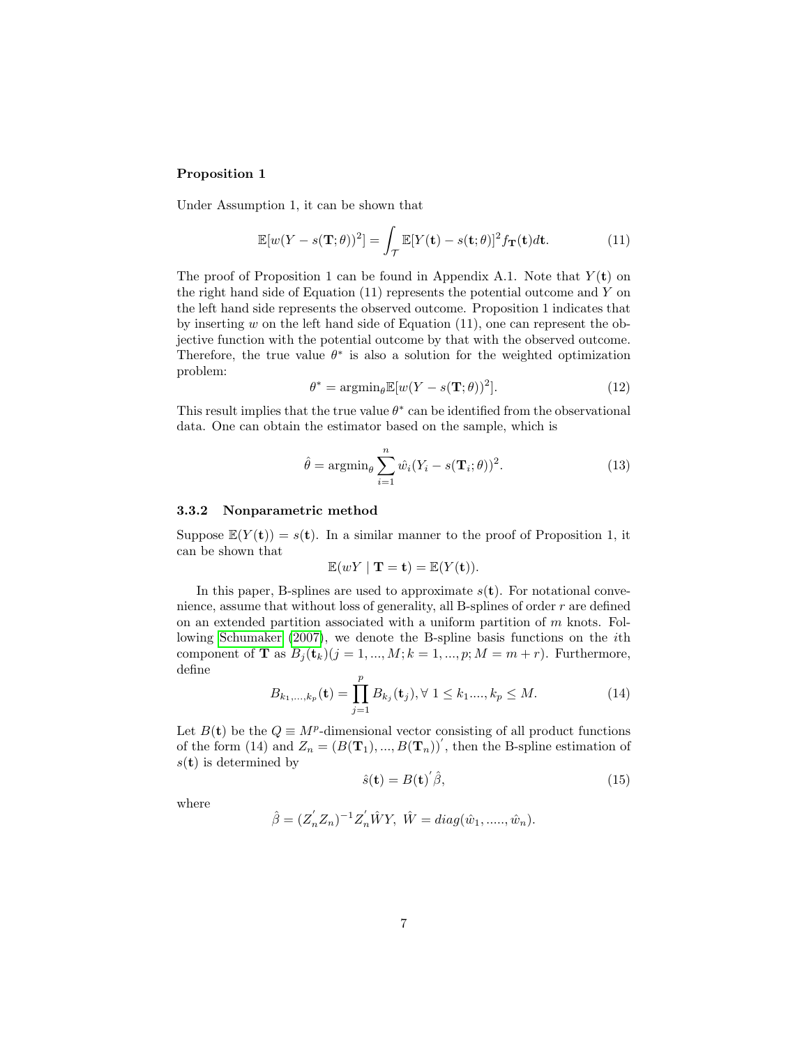**Proposition 1**

Under Assumption 1, it can be shown that

$$\mathbb{E}[w(Y - s(\mathbf{T};\theta))^2] = \int_{\mathcal{T}} \mathbb{E}[Y(\mathbf{t}) - s(\mathbf{t};\theta)]^2 f_{\mathbf{T}}(\mathbf{t}) d\mathbf{t}. \tag{11}$$

The proof of Proposition 1 can be found in Appendix A.1. Note that $Y(\mathbf{t})$ on the right hand side of Equation (11) represents the potential outcome and $Y$ on the left hand side represents the observed outcome. Proposition 1 indicates that by inserting $w$ on the left hand side of Equation (11), one can represent the objective function with the potential outcome by that with the observed outcome. Therefore, the true value $\theta^*$ is also a solution for the weighted optimization problem:

$$\theta^* = \text{argmin}_\theta \mathbb{E}[w(Y - s(\mathbf{T};\theta))^2]. \tag{12}$$

This result implies that the true value $\theta^*$ can be identified from the observational data. One can obtain the estimator based on the sample, which is

$$\hat{\theta} = \text{argmin}_\theta \sum_{i=1}^{n} \hat{w}_i (Y_i - s(\mathbf{T}_i;\theta))^2. \tag{13}$$

### 3.3.2 Nonparametric method

Suppose $\mathbb{E}(Y(\mathbf{t})) = s(\mathbf{t})$. In a similar manner to the proof of Proposition 1, it can be shown that

$$\mathbb{E}(wY \mid \mathbf{T} = \mathbf{t}) = \mathbb{E}(Y(\mathbf{t})).$$

In this paper, B-splines are used to approximate $s(\mathbf{t})$. For notational convenience, assume that without loss of generality, all B-splines of order $r$ are defined on an extended partition associated with a uniform partition of $m$ knots. Following Schumaker (2007), we denote the B-spline basis functions on the $i$th component of $\mathbf{T}$ as $B_j(\mathbf{t}_k)(j = 1, ..., M; k = 1, ..., p; M = m + r)$. Furthermore, define

$$B_{k_1,...,k_p}(\mathbf{t}) = \prod_{j=1}^{p} B_{k_j}(\mathbf{t}_j), \forall\ 1 \leq k_1...., k_p \leq M. \tag{14}$$

Let $B(\mathbf{t})$ be the $Q \equiv M^p$-dimensional vector consisting of all product functions of the form (14) and $Z_n = (B(\mathbf{T}_1), ..., B(\mathbf{T}_n))'$, then the B-spline estimation of $s(\mathbf{t})$ is determined by

$$\hat{s}(\mathbf{t}) = B(\mathbf{t})'\hat{\beta}, \tag{15}$$

where

$$\hat{\beta} = (Z_n' Z_n)^{-1} Z_n' \hat{W} Y,\ \hat{W} = diag(\hat{w}_1, ....., \hat{w}_n).$$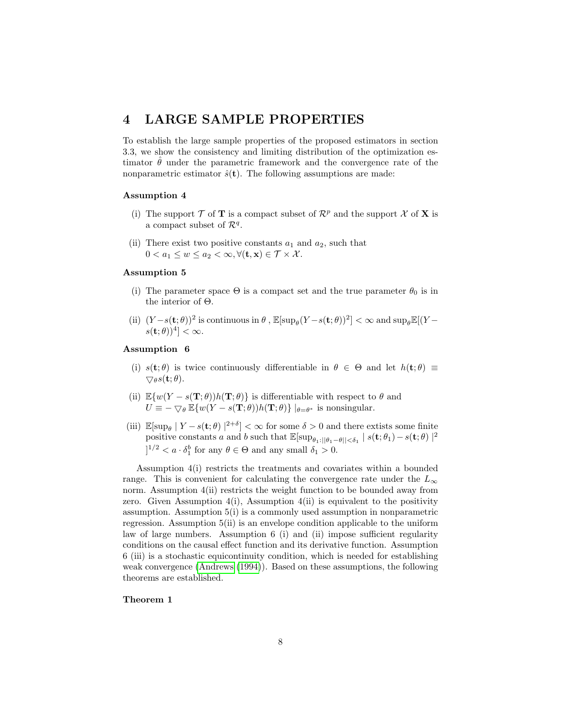# 4 LARGE SAMPLE PROPERTIES

To establish the large sample properties of the proposed estimators in section 3.3, we show the consistency and limiting distribution of the optimization estimator $\hat{\theta}$ under the parametric framework and the convergence rate of the nonparametric estimator $\hat{s}(\mathbf{t})$. The following assumptions are made:

**Assumption 4**

(i) The support $\mathcal{T}$ of $\mathbf{T}$ is a compact subset of $\mathcal{R}^p$ and the support $\mathcal{X}$ of $\mathbf{X}$ is a compact subset of $\mathcal{R}^q$.

(ii) There exist two positive constants $a_1$ and $a_2$, such that $0 < a_1 \leq w \leq a_2 < \infty, \forall(\mathbf{t}, \mathbf{x}) \in \mathcal{T} \times \mathcal{X}$.

**Assumption 5**

(i) The parameter space $\Theta$ is a compact set and the true parameter $\theta_0$ is in the interior of $\Theta$.

(ii) $(Y - s(\mathbf{t};\theta))^2$ is continuous in $\theta$ , $\mathbb{E}[\sup_\theta (Y - s(\mathbf{t};\theta))^2] < \infty$ and $\sup_\theta \mathbb{E}[(Y - s(\mathbf{t};\theta))^4] < \infty$.

**Assumption 6**

(i) $s(\mathbf{t};\theta)$ is twice continuously differentiable in $\theta \in \Theta$ and let $h(\mathbf{t};\theta) \equiv \bigtriangledown_\theta s(\mathbf{t};\theta)$.

(ii) $\mathbb{E}\{w(Y - s(\mathbf{T};\theta))h(\mathbf{T};\theta)\}$ is differentiable with respect to $\theta$ and $U \equiv - \bigtriangledown_\theta \mathbb{E}\{w(Y - s(\mathbf{T};\theta))h(\mathbf{T};\theta)\} \mid_{\theta=\theta^*}$ is nonsingular.

(iii) $\mathbb{E}[\sup_\theta \mid Y - s(\mathbf{t};\theta) \mid^{2+\delta}] < \infty$ for some $\delta > 0$ and there extists some finite positive constants $a$ and $b$ such that $\mathbb{E}[\sup_{\theta_1:||\theta_1-\theta||<\delta_1} \mid s(\mathbf{t};\theta_1) - s(\mathbf{t};\theta) \mid^2 ]^{1/2} < a \cdot \delta_1^b$ for any $\theta \in \Theta$ and any small $\delta_1 > 0$.

Assumption 4(i) restricts the treatments and covariates within a bounded range. This is convenient for calculating the convergence rate under the $L_\infty$ norm. Assumption 4(ii) restricts the weight function to be bounded away from zero. Given Assumption 4(i), Assumption 4(ii) is equivalent to the positivity assumption. Assumption 5(i) is a commonly used assumption in nonparametric regression. Assumption 5(ii) is an envelope condition applicable to the uniform law of large numbers. Assumption 6 (i) and (ii) impose sufficient regularity conditions on the causal effect function and its derivative function. Assumption 6 (iii) is a stochastic equicontinuity condition, which is needed for establishing weak convergence (Andrews (1994)). Based on these assumptions, the following theorems are established.

**Theorem 1**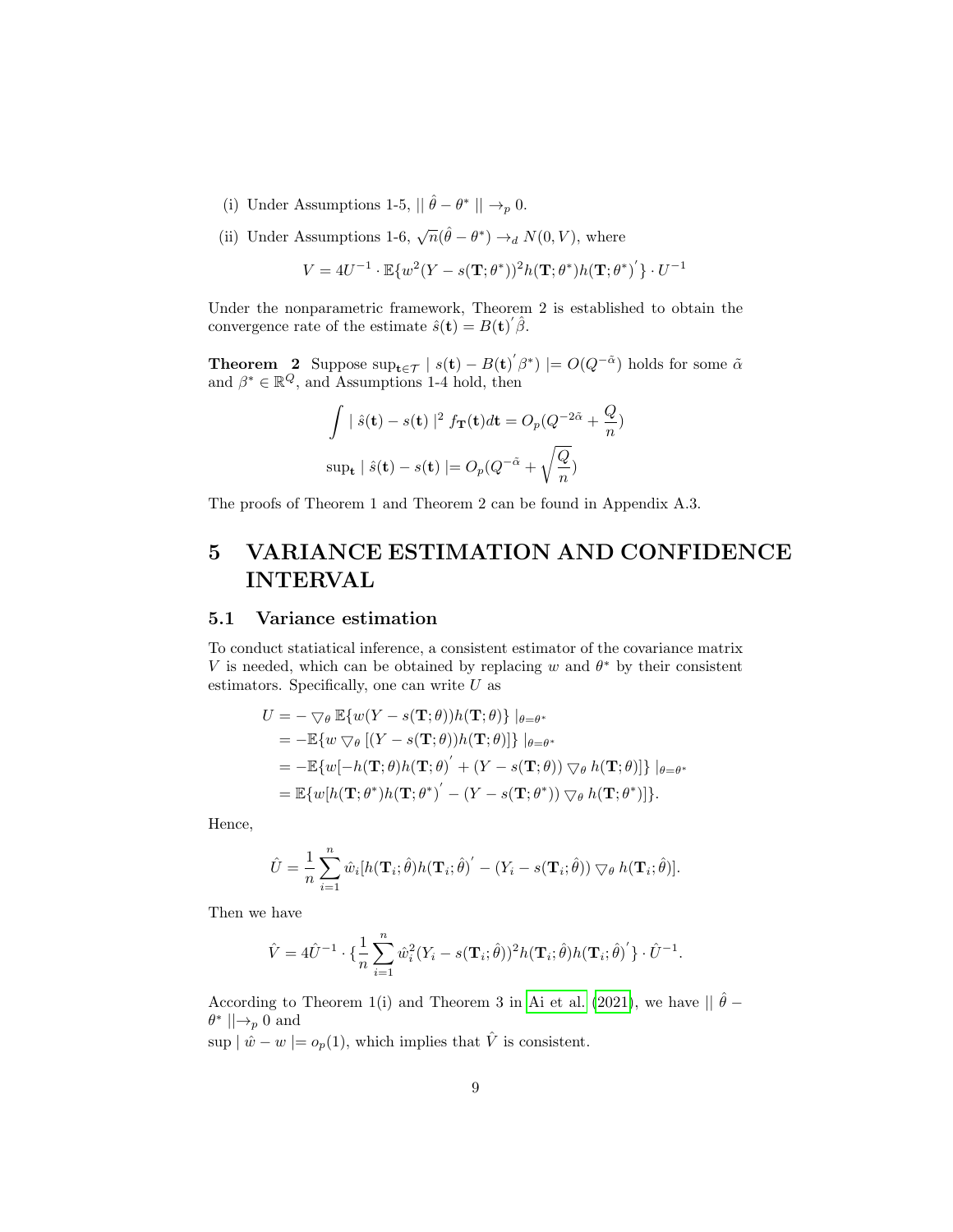(i) Under Assumptions 1-5, $\| \hat{\theta} - \theta^* \| \to_p 0$.

(ii) Under Assumptions 1-6, $\sqrt{n}(\hat{\theta} - \theta^*) \to_d N(0, V)$, where

$$V = 4U^{-1} \cdot \mathbb{E}\{w^2(Y - s(\mathbf{T}; \theta^*))^2 h(\mathbf{T}; \theta^*) h(\mathbf{T}; \theta^*)^{'}\} \cdot U^{-1}$$

Under the nonparametric framework, Theorem 2 is established to obtain the convergence rate of the estimate $\hat{s}(\mathbf{t}) = B(\mathbf{t})^{'}\hat{\beta}$.

**Theorem 2** Suppose $\sup_{\mathbf{t} \in \mathcal{T}} \mid s(\mathbf{t}) - B(\mathbf{t})^{'}\beta^*) \mid = O(Q^{-\tilde{\alpha}})$ holds for some $\tilde{\alpha}$ and $\beta^* \in \mathbb{R}^Q$, and Assumptions 1-4 hold, then

$$\int \mid \hat{s}(\mathbf{t}) - s(\mathbf{t}) \mid^2 f_{\mathbf{T}}(\mathbf{t}) d\mathbf{t} = O_p(Q^{-2\tilde{\alpha}} + \frac{Q}{n})$$

$$\sup_{\mathbf{t}} \mid \hat{s}(\mathbf{t}) - s(\mathbf{t}) \mid = O_p(Q^{-\tilde{\alpha}} + \sqrt{\frac{Q}{n}})$$

The proofs of Theorem 1 and Theorem 2 can be found in Appendix A.3.

# 5 VARIANCE ESTIMATION AND CONFIDENCE INTERVAL

## 5.1 Variance estimation

To conduct statiatical inference, a consistent estimator of the covariance matrix $V$ is needed, which can be obtained by replacing $w$ and $\theta^*$ by their consistent estimators. Specifically, one can write $U$ as

$$\begin{aligned}
U &= - \bigtriangledown_\theta \mathbb{E}\{w(Y - s(\mathbf{T}; \theta)) h(\mathbf{T}; \theta)\} \mid_{\theta = \theta^*} \\
&= -\mathbb{E}\{w \bigtriangledown_\theta [(Y - s(\mathbf{T}; \theta)) h(\mathbf{T}; \theta)]\} \mid_{\theta = \theta^*} \\
&= -\mathbb{E}\{w[-h(\mathbf{T}; \theta) h(\mathbf{T}; \theta)^{'} + (Y - s(\mathbf{T}; \theta)) \bigtriangledown_\theta h(\mathbf{T}; \theta)]\} \mid_{\theta = \theta^*} \\
&= \mathbb{E}\{w[h(\mathbf{T}; \theta^*) h(\mathbf{T}; \theta^*)^{'} - (Y - s(\mathbf{T}; \theta^*)) \bigtriangledown_\theta h(\mathbf{T}; \theta^*)]\}.
\end{aligned}$$

Hence,

$$\hat{U} = \frac{1}{n} \sum_{i=1}^{n} \hat{w}_i [h(\mathbf{T}_i; \hat{\theta}) h(\mathbf{T}_i; \hat{\theta})^{'} - (Y_i - s(\mathbf{T}_i; \hat{\theta})) \bigtriangledown_\theta h(\mathbf{T}_i; \hat{\theta})].$$

Then we have

$$\hat{V} = 4\hat{U}^{-1} \cdot \{\frac{1}{n} \sum_{i=1}^{n} \hat{w}_i^2 (Y_i - s(\mathbf{T}_i; \hat{\theta}))^2 h(\mathbf{T}_i; \hat{\theta}) h(\mathbf{T}_i; \hat{\theta})^{'}\} \cdot \hat{U}^{-1}.$$

According to Theorem 1(i) and Theorem 3 in Ai et al. (2021), we have $\| \hat{\theta} - \theta^* \| \to_p 0$ and
$\sup \mid \hat{w} - w \mid = o_p(1)$, which implies that $\hat{V}$ is consistent.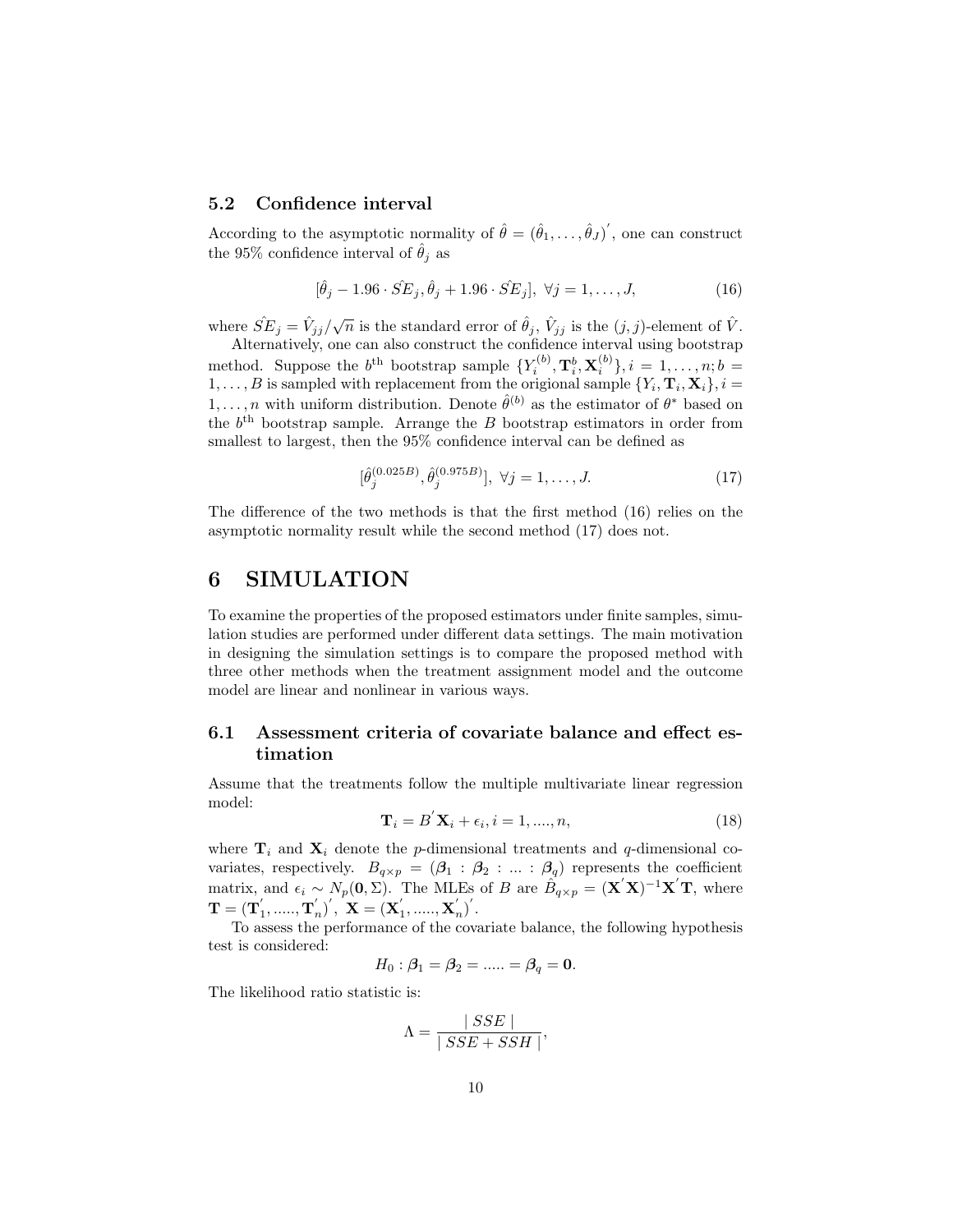### 5.2 Confidence interval

According to the asymptotic normality of $\hat{\theta} = (\hat{\theta}_1, \ldots, \hat{\theta}_J)^{'}$, one can construct the 95% confidence interval of $\hat{\theta}_j$ as

$$[\hat{\theta}_j - 1.96 \cdot \hat{SE}_j, \hat{\theta}_j + 1.96 \cdot \hat{SE}_j], \ \forall j = 1, \ldots, J, \tag{16}$$

where $\hat{SE}_j = \hat{V}_{jj}/\sqrt{n}$ is the standard error of $\hat{\theta}_j$, $\hat{V}_{jj}$ is the $(j,j)$-element of $\hat{V}$.

Alternatively, one can also construct the confidence interval using bootstrap method. Suppose the $b^{\text{th}}$ bootstrap sample $\{Y_i^{(b)}, \mathbf{T}_i^b, \mathbf{X}_i^{(b)}\}, i = 1, \ldots, n; b = 1, \ldots, B$ is sampled with replacement from the origional sample $\{Y_i, \mathbf{T}_i, \mathbf{X}_i\}, i = 1, \ldots, n$ with uniform distribution. Denote $\hat{\theta}^{(b)}$ as the estimator of $\theta^*$ based on the $b^{\text{th}}$ bootstrap sample. Arrange the $B$ bootstrap estimators in order from smallest to largest, then the 95% confidence interval can be defined as

$$[\hat{\theta}_j^{(0.025B)}, \hat{\theta}_j^{(0.975B)}], \ \forall j = 1, \ldots, J. \tag{17}$$

The difference of the two methods is that the first method (16) relies on the asymptotic normality result while the second method (17) does not.

# 6 SIMULATION

To examine the properties of the proposed estimators under finite samples, simulation studies are performed under different data settings. The main motivation in designing the simulation settings is to compare the proposed method with three other methods when the treatment assignment model and the outcome model are linear and nonlinear in various ways.

### 6.1 Assessment criteria of covariate balance and effect estimation

Assume that the treatments follow the multiple multivariate linear regression model:

$$\mathbf{T}_i = B^{'}\mathbf{X}_i + \epsilon_i, i = 1, ...., n, \tag{18}$$

where $\mathbf{T}_i$ and $\mathbf{X}_i$ denote the $p$-dimensional treatments and $q$-dimensional covariates, respectively. $B_{q \times p} = (\boldsymbol{\beta}_1 : \boldsymbol{\beta}_2 : ... : \boldsymbol{\beta}_q)$ represents the coefficient matrix, and $\epsilon_i \sim N_p(\mathbf{0}, \Sigma)$. The MLEs of $B$ are $\hat{B}_{q \times p} = (\mathbf{X}^{'}\mathbf{X})^{-1}\mathbf{X}^{'}\mathbf{T}$, where $\mathbf{T} = (\mathbf{T}_1^{'}, ....., \mathbf{T}_n^{'})^{'}$, $\mathbf{X} = (\mathbf{X}_1^{'}, ....., \mathbf{X}_n^{'})^{'}$.

To assess the performance of the covariate balance, the following hypothesis test is considered:

$$H_0 : \boldsymbol{\beta}_1 = \boldsymbol{\beta}_2 = ..... = \boldsymbol{\beta}_q = \mathbf{0}.$$

The likelihood ratio statistic is:

$$\Lambda = \frac{| \, SSE \, |}{| \, SSE + SSH \, |},$$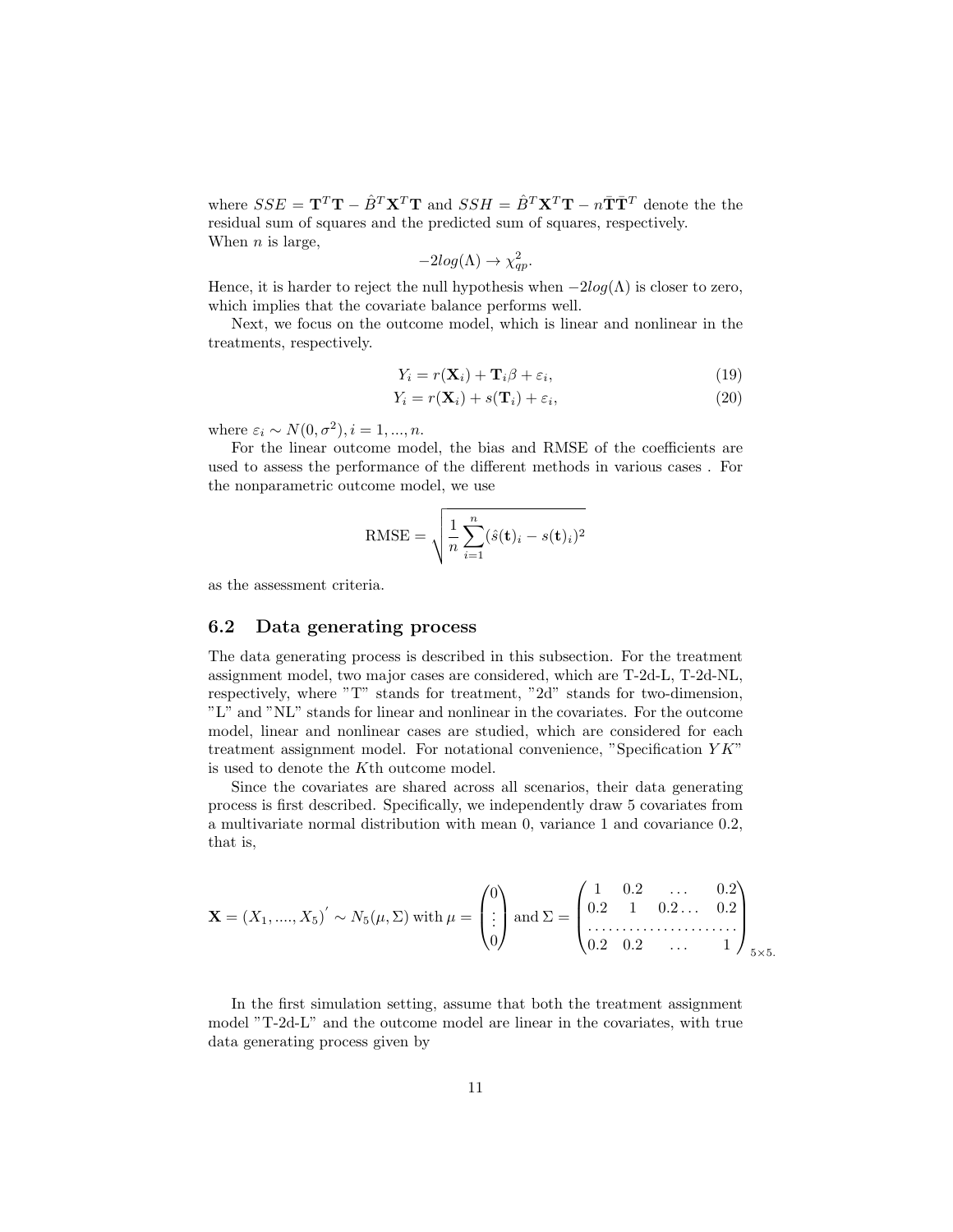where $SSE = \mathbf{T}^T\mathbf{T} - \hat{B}^T\mathbf{X}^T\mathbf{T}$ and $SSH = \hat{B}^T\mathbf{X}^T\mathbf{T} - n\bar{\mathbf{T}}\bar{\mathbf{T}}^T$ denote the the residual sum of squares and the predicted sum of squares, respectively.
When $n$ is large,

$$-2log(\Lambda) \to \chi^2_{qp}.$$

Hence, it is harder to reject the null hypothesis when $-2log(\Lambda)$ is closer to zero, which implies that the covariate balance performs well.

Next, we focus on the outcome model, which is linear and nonlinear in the treatments, respectively.

$$Y_i = r(\mathbf{X}_i) + \mathbf{T}_i\beta + \varepsilon_i, \tag{19}$$

$$Y_i = r(\mathbf{X}_i) + s(\mathbf{T}_i) + \varepsilon_i, \tag{20}$$

where $\varepsilon_i \sim N(0, \sigma^2), i = 1, ..., n$.

For the linear outcome model, the bias and RMSE of the coefficients are used to assess the performance of the different methods in various cases . For the nonparametric outcome model, we use

$$\text{RMSE} = \sqrt{\frac{1}{n}\sum_{i=1}^{n}(\hat{s}(\mathbf{t})_i - s(\mathbf{t})_i)^2}$$

as the assessment criteria.

## 6.2 Data generating process

The data generating process is described in this subsection. For the treatment assignment model, two major cases are considered, which are T-2d-L, T-2d-NL, respectively, where "T" stands for treatment, "2d" stands for two-dimension, "L" and "NL" stands for linear and nonlinear in the covariates. For the outcome model, linear and nonlinear cases are studied, which are considered for each treatment assignment model. For notational convenience, "Specification $YK$" is used to denote the $K$th outcome model.

Since the covariates are shared across all scenarios, their data generating process is first described. Specifically, we independently draw 5 covariates from a multivariate normal distribution with mean 0, variance 1 and covariance 0.2, that is,

$$\mathbf{X} = (X_1, ...., X_5)^{'} \sim N_5(\mu, \Sigma) \text{ with } \mu = \begin{pmatrix} 0 \\ \vdots \\ 0 \end{pmatrix} \text{ and } \Sigma = \begin{pmatrix} 1 & 0.2 & \dots & 0.2 \\ 0.2 & 1 & 0.2\dots & 0.2 \\ \dots & \dots & \dots & \dots \\ 0.2 & 0.2 & \dots & 1 \end{pmatrix}_{5\times5.}$$

In the first simulation setting, assume that both the treatment assignment model "T-2d-L" and the outcome model are linear in the covariates, with true data generating process given by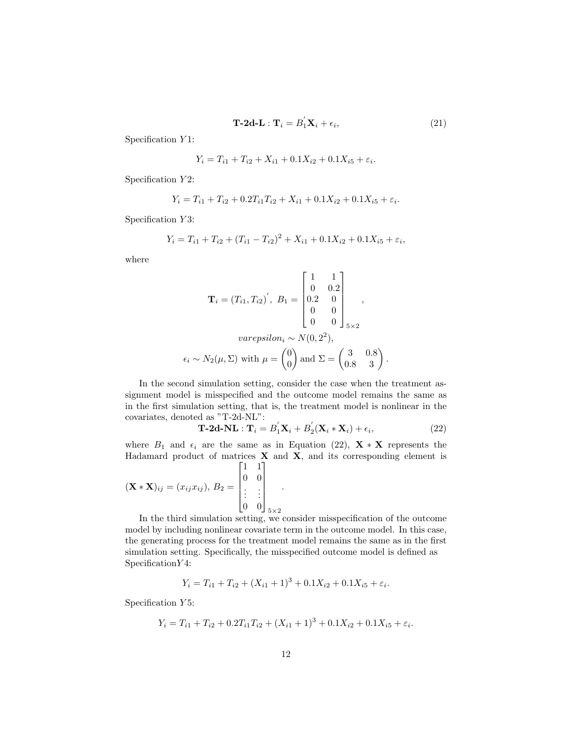$$\textbf{T-2d-L}: \mathbf{T}_i = B_1^{'} \mathbf{X}_i + \epsilon_i, \tag{21}$$

Specification $Y1$:

$$Y_i = T_{i1} + T_{i2} + X_{i1} + 0.1X_{i2} + 0.1X_{i5} + \varepsilon_i.$$

Specification $Y2$:

$$Y_i = T_{i1} + T_{i2} + 0.2T_{i1}T_{i2} + X_{i1} + 0.1X_{i2} + 0.1X_{i5} + \varepsilon_i.$$

Specification $Y3$:

$$Y_i = T_{i1} + T_{i2} + (T_{i1} - T_{i2})^2 + X_{i1} + 0.1X_{i2} + 0.1X_{i5} + \varepsilon_i,$$

where

$$\mathbf{T}_i = (T_{i1}, T_{i2})^{'}, \; B_1 = \begin{bmatrix} 1 & 1 \\ 0 & 0.2 \\ 0.2 & 0 \\ 0 & 0 \\ 0 & 0 \end{bmatrix}_{5\times 2},$$

$$varepsilon_i \sim N(0, 2^2),$$

$$\epsilon_i \sim N_2(\mu, \Sigma) \text{ with } \mu = \begin{pmatrix} 0 \\ 0 \end{pmatrix} \text{ and } \Sigma = \begin{pmatrix} 3 & 0.8 \\ 0.8 & 3 \end{pmatrix}.$$

In the second simulation setting, consider the case when the treatment assignment model is misspecified and the outcome model remains the same as in the first simulation setting, that is, the treatment model is nonlinear in the covariates, denoted as "T-2d-NL":

$$\textbf{T-2d-NL}: \mathbf{T}_i = B_1^{'} \mathbf{X}_i + B_2^{'}(\mathbf{X}_i * \mathbf{X}_i) + \epsilon_i, \tag{22}$$

where $B_1$ and $\epsilon_i$ are the same as in Equation (22), $\mathbf{X} * \mathbf{X}$ represents the Hadamard product of matrices $\mathbf{X}$ and $\mathbf{X}$, and its corresponding element is $(\mathbf{X} * \mathbf{X})_{ij} = (x_{ij}x_{ij})$, $B_2 = \begin{bmatrix} 1 & 1 \\ 0 & 0 \\ \vdots & \vdots \\ 0 & 0 \end{bmatrix}_{5\times 2}$.

In the third simulation setting, we consider misspecification of the outcome model by including nonlinear covariate term in the outcome model. In this case, the generating process for the treatment model remains the same as in the first simulation setting. Specifically, the misspecified outcome model is defined as Specification$Y4$:

$$Y_i = T_{i1} + T_{i2} + (X_{i1} + 1)^3 + 0.1X_{i2} + 0.1X_{i5} + \varepsilon_i.$$

Specification $Y5$:

$$Y_i = T_{i1} + T_{i2} + 0.2T_{i1}T_{i2} + (X_{i1} + 1)^3 + 0.1X_{i2} + 0.1X_{i5} + \varepsilon_i.$$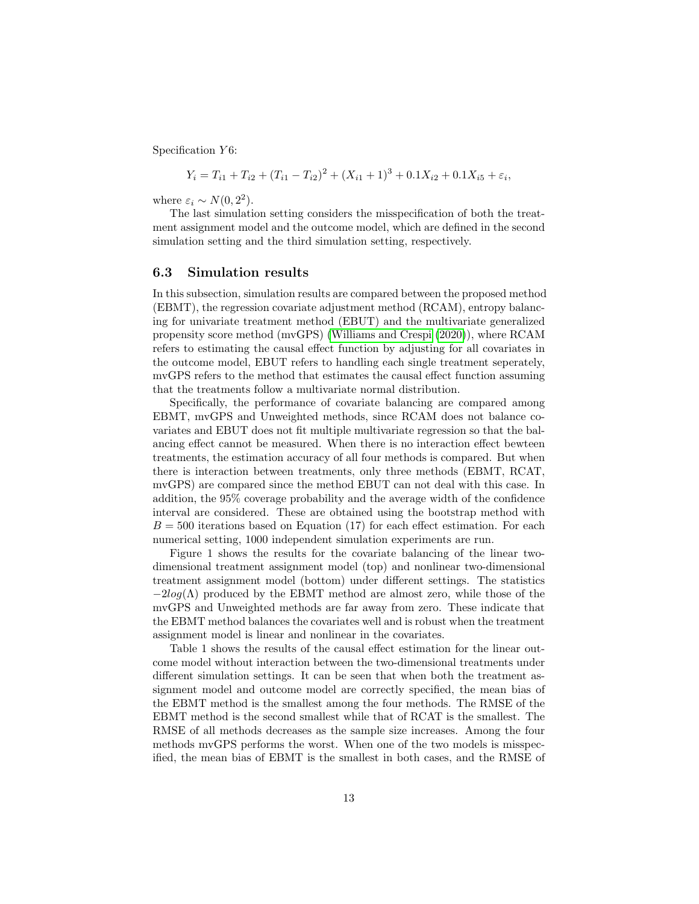Specification $Y6$:

$$Y_i = T_{i1} + T_{i2} + (T_{i1} - T_{i2})^2 + (X_{i1} + 1)^3 + 0.1X_{i2} + 0.1X_{i5} + \varepsilon_i,$$

where $\varepsilon_i \sim N(0, 2^2)$.

The last simulation setting considers the misspecification of both the treatment assignment model and the outcome model, which are defined in the second simulation setting and the third simulation setting, respectively.

### 6.3 Simulation results

In this subsection, simulation results are compared between the proposed method (EBMT), the regression covariate adjustment method (RCAM), entropy balancing for univariate treatment method (EBUT) and the multivariate generalized propensity score method (mvGPS) (Williams and Crespi (2020)), where RCAM refers to estimating the causal effect function by adjusting for all covariates in the outcome model, EBUT refers to handling each single treatment seperately, mvGPS refers to the method that estimates the causal effect function assuming that the treatments follow a multivariate normal distribution.

Specifically, the performance of covariate balancing are compared among EBMT, mvGPS and Unweighted methods, since RCAM does not balance covariates and EBUT does not fit multiple multivariate regression so that the balancing effect cannot be measured. When there is no interaction effect bewteen treatments, the estimation accuracy of all four methods is compared. But when there is interaction between treatments, only three methods (EBMT, RCAT, mvGPS) are compared since the method EBUT can not deal with this case. In addition, the 95% coverage probability and the average width of the confidence interval are considered. These are obtained using the bootstrap method with $B = 500$ iterations based on Equation (17) for each effect estimation. For each numerical setting, 1000 independent simulation experiments are run.

Figure 1 shows the results for the covariate balancing of the linear two-dimensional treatment assignment model (top) and nonlinear two-dimensional treatment assignment model (bottom) under different settings. The statistics $-2log(\Lambda)$ produced by the EBMT method are almost zero, while those of the mvGPS and Unweighted methods are far away from zero. These indicate that the EBMT method balances the covariates well and is robust when the treatment assignment model is linear and nonlinear in the covariates.

Table 1 shows the results of the causal effect estimation for the linear outcome model without interaction between the two-dimensional treatments under different simulation settings. It can be seen that when both the treatment assignment model and outcome model are correctly specified, the mean bias of the EBMT method is the smallest among the four methods. The RMSE of the EBMT method is the second smallest while that of RCAT is the smallest. The RMSE of all methods decreases as the sample size increases. Among the four methods mvGPS performs the worst. When one of the two models is misspecified, the mean bias of EBMT is the smallest in both cases, and the RMSE of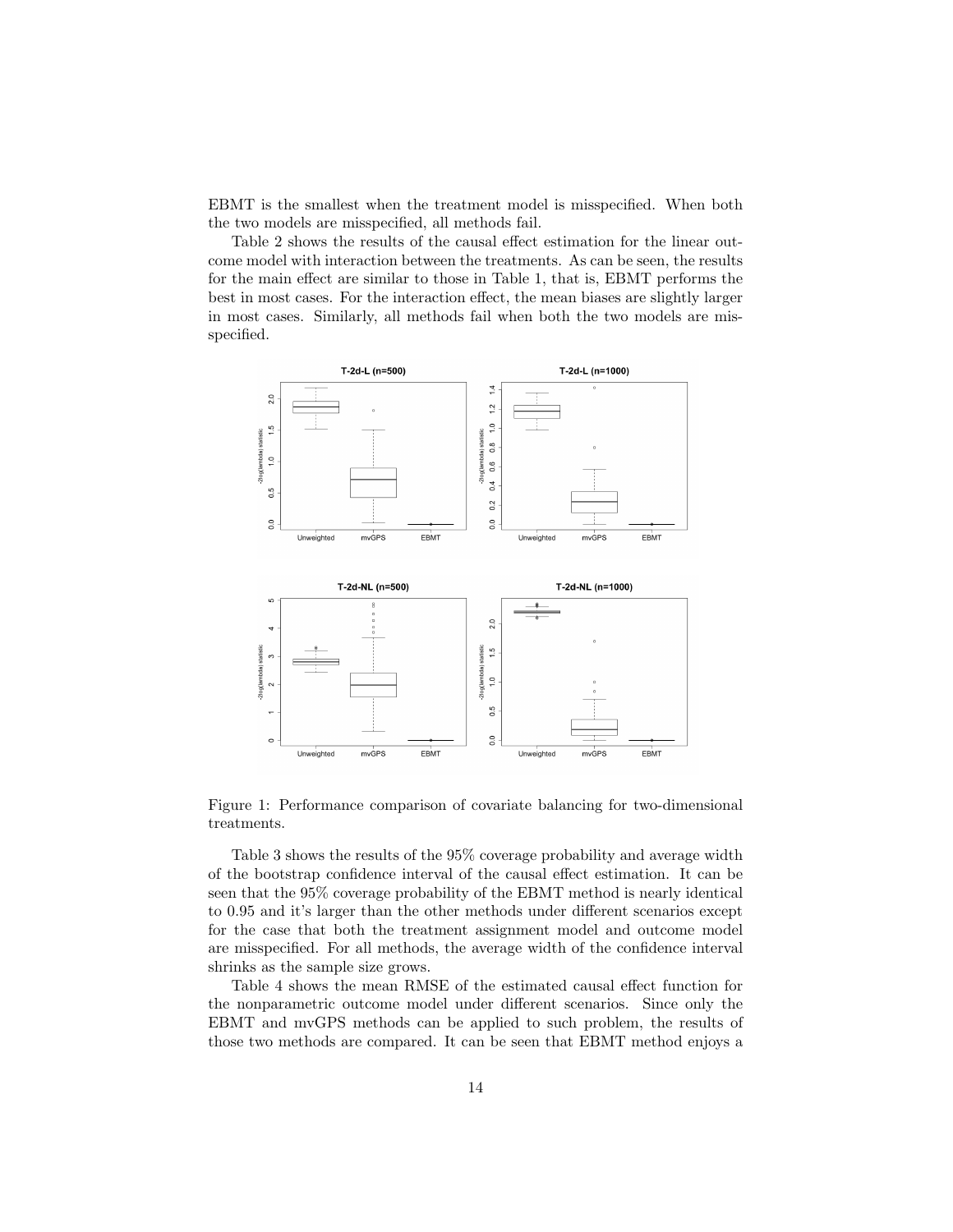EBMT is the smallest when the treatment model is misspecified. When both the two models are misspecified, all methods fail.

Table 2 shows the results of the causal effect estimation for the linear outcome model with interaction between the treatments. As can be seen, the results for the main effect are similar to those in Table 1, that is, EBMT performs the best in most cases. For the interaction effect, the mean biases are slightly larger in most cases. Similarly, all methods fail when both the two models are misspecified.

Figure 1: Performance comparison of covariate balancing for two-dimensional treatments.

Table 3 shows the results of the 95% coverage probability and average width of the bootstrap confidence interval of the causal effect estimation. It can be seen that the 95% coverage probability of the EBMT method is nearly identical to 0.95 and it's larger than the other methods under different scenarios except for the case that both the treatment assignment model and outcome model are misspecified. For all methods, the average width of the confidence interval shrinks as the sample size grows.

Table 4 shows the mean RMSE of the estimated causal effect function for the nonparametric outcome model under different scenarios. Since only the EBMT and mvGPS methods can be applied to such problem, the results of those two methods are compared. It can be seen that EBMT method enjoys a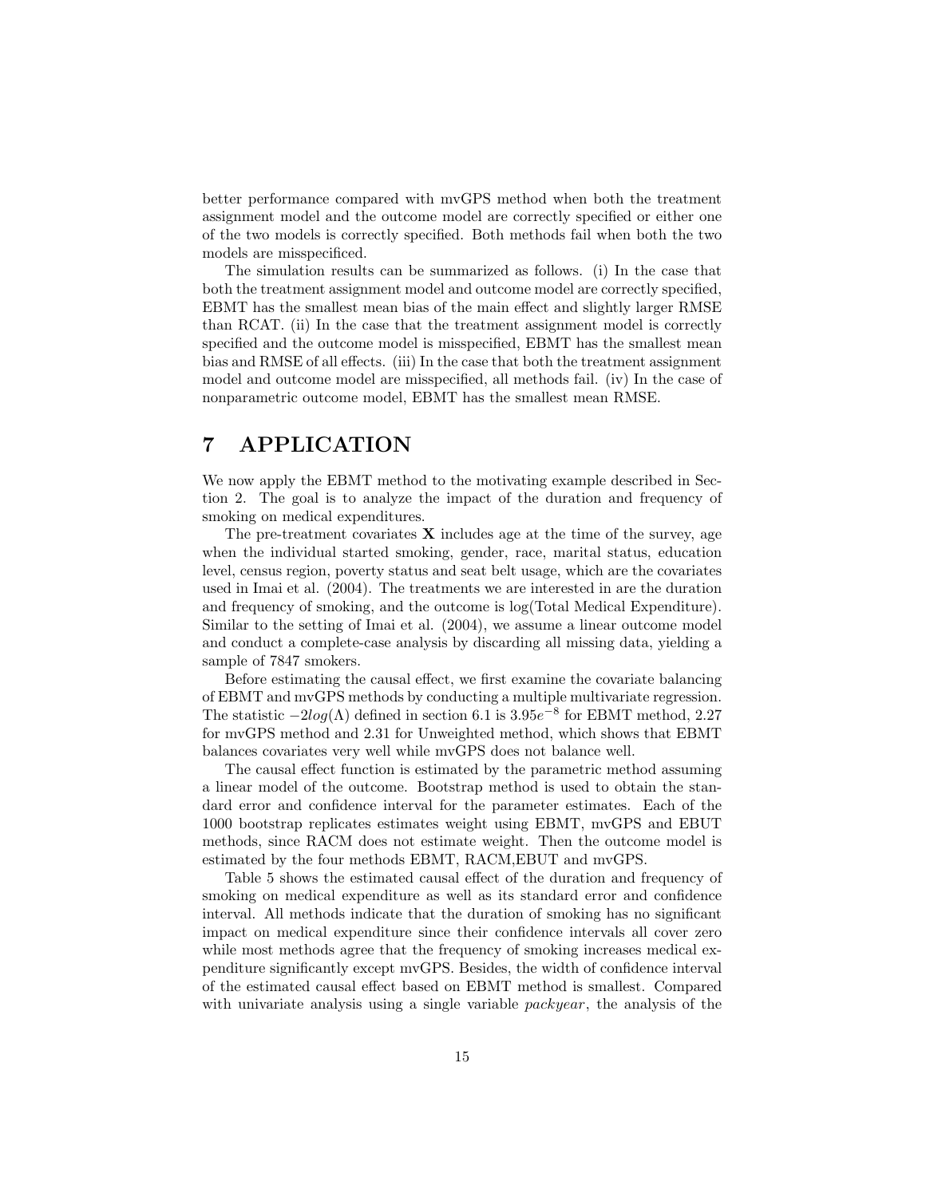better performance compared with mvGPS method when both the treatment assignment model and the outcome model are correctly specified or either one of the two models is correctly specified. Both methods fail when both the two models are misspecificed.

The simulation results can be summarized as follows. (i) In the case that both the treatment assignment model and outcome model are correctly specified, EBMT has the smallest mean bias of the main effect and slightly larger RMSE than RCAT. (ii) In the case that the treatment assignment model is correctly specified and the outcome model is misspecified, EBMT has the smallest mean bias and RMSE of all effects. (iii) In the case that both the treatment assignment model and outcome model are misspecified, all methods fail. (iv) In the case of nonparametric outcome model, EBMT has the smallest mean RMSE.

# 7 APPLICATION

We now apply the EBMT method to the motivating example described in Section 2. The goal is to analyze the impact of the duration and frequency of smoking on medical expenditures.

The pre-treatment covariates $\mathbf{X}$ includes age at the time of the survey, age when the individual started smoking, gender, race, marital status, education level, census region, poverty status and seat belt usage, which are the covariates used in Imai et al. (2004). The treatments we are interested in are the duration and frequency of smoking, and the outcome is log(Total Medical Expenditure). Similar to the setting of Imai et al. (2004), we assume a linear outcome model and conduct a complete-case analysis by discarding all missing data, yielding a sample of 7847 smokers.

Before estimating the causal effect, we first examine the covariate balancing of EBMT and mvGPS methods by conducting a multiple multivariate regression. The statistic $-2log(\Lambda)$ defined in section 6.1 is $3.95e^{-8}$ for EBMT method, 2.27 for mvGPS method and 2.31 for Unweighted method, which shows that EBMT balances covariates very well while mvGPS does not balance well.

The causal effect function is estimated by the parametric method assuming a linear model of the outcome. Bootstrap method is used to obtain the standard error and confidence interval for the parameter estimates. Each of the 1000 bootstrap replicates estimates weight using EBMT, mvGPS and EBUT methods, since RACM does not estimate weight. Then the outcome model is estimated by the four methods EBMT, RACM,EBUT and mvGPS.

Table 5 shows the estimated causal effect of the duration and frequency of smoking on medical expenditure as well as its standard error and confidence interval. All methods indicate that the duration of smoking has no significant impact on medical expenditure since their confidence intervals all cover zero while most methods agree that the frequency of smoking increases medical expenditure significantly except mvGPS. Besides, the width of confidence interval of the estimated causal effect based on EBMT method is smallest. Compared with univariate analysis using a single variable *packyear*, the analysis of the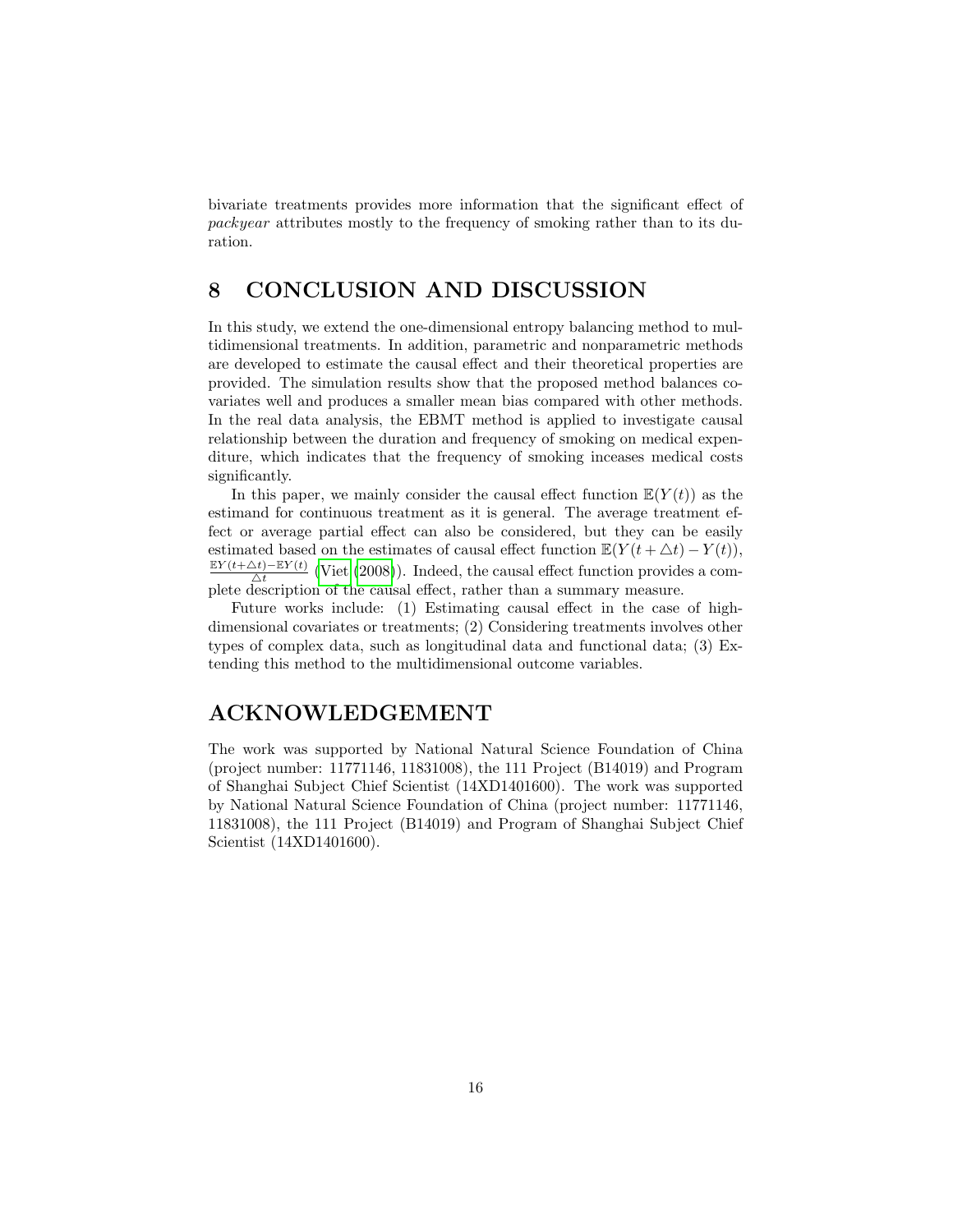bivariate treatments provides more information that the significant effect of *packyear* attributes mostly to the frequency of smoking rather than to its duration.

# 8 CONCLUSION AND DISCUSSION

In this study, we extend the one-dimensional entropy balancing method to multidimensional treatments. In addition, parametric and nonparametric methods are developed to estimate the causal effect and their theoretical properties are provided. The simulation results show that the proposed method balances covariates well and produces a smaller mean bias compared with other methods. In the real data analysis, the EBMT method is applied to investigate causal relationship between the duration and frequency of smoking on medical expenditure, which indicates that the frequency of smoking inceases medical costs significantly.

In this paper, we mainly consider the causal effect function $\mathbb{E}(Y(t))$ as the estimand for continuous treatment as it is general. The average treatment effect or average partial effect can also be considered, but they can be easily estimated based on the estimates of causal effect function $\mathbb{E}(Y(t+\triangle t)-Y(t))$, $\frac{\mathbb{E}Y(t+\triangle t)-\mathbb{E}Y(t)}{\triangle t}$ (Viet (2008)). Indeed, the causal effect function provides a complete description of the causal effect, rather than a summary measure.

Future works include: (1) Estimating causal effect in the case of high-dimensional covariates or treatments; (2) Considering treatments involves other types of complex data, such as longitudinal data and functional data; (3) Extending this method to the multidimensional outcome variables.

# ACKNOWLEDGEMENT

The work was supported by National Natural Science Foundation of China (project number: 11771146, 11831008), the 111 Project (B14019) and Program of Shanghai Subject Chief Scientist (14XD1401600). The work was supported by National Natural Science Foundation of China (project number: 11771146, 11831008), the 111 Project (B14019) and Program of Shanghai Subject Chief Scientist (14XD1401600).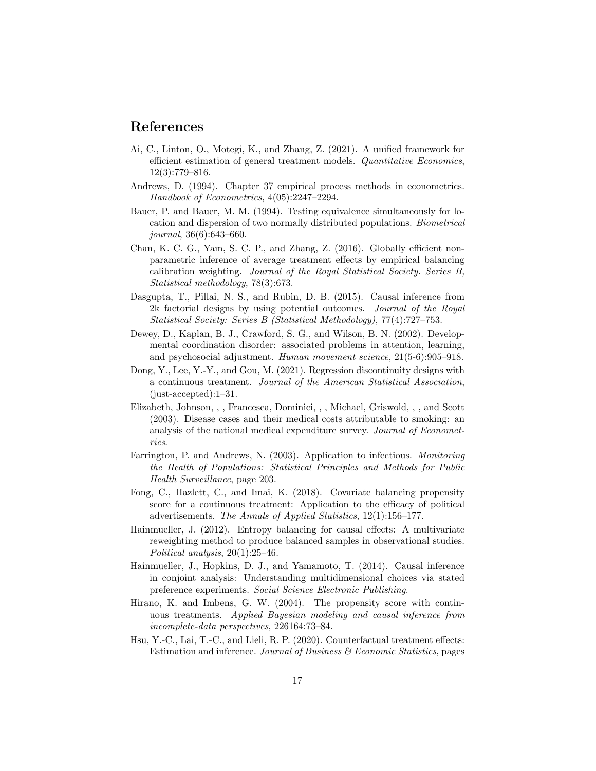# References

Ai, C., Linton, O., Motegi, K., and Zhang, Z. (2021). A unified framework for efficient estimation of general treatment models. *Quantitative Economics*, 12(3):779–816.

Andrews, D. (1994). Chapter 37 empirical process methods in econometrics. *Handbook of Econometrics*, 4(05):2247–2294.

Bauer, P. and Bauer, M. M. (1994). Testing equivalence simultaneously for location and dispersion of two normally distributed populations. *Biometrical journal*, 36(6):643–660.

Chan, K. C. G., Yam, S. C. P., and Zhang, Z. (2016). Globally efficient nonparametric inference of average treatment effects by empirical balancing calibration weighting. *Journal of the Royal Statistical Society. Series B, Statistical methodology*, 78(3):673.

Dasgupta, T., Pillai, N. S., and Rubin, D. B. (2015). Causal inference from 2k factorial designs by using potential outcomes. *Journal of the Royal Statistical Society: Series B (Statistical Methodology)*, 77(4):727–753.

Dewey, D., Kaplan, B. J., Crawford, S. G., and Wilson, B. N. (2002). Developmental coordination disorder: associated problems in attention, learning, and psychosocial adjustment. *Human movement science*, 21(5-6):905–918.

Dong, Y., Lee, Y.-Y., and Gou, M. (2021). Regression discontinuity designs with a continuous treatment. *Journal of the American Statistical Association*, (just-accepted):1–31.

Elizabeth, Johnson, , , Francesca, Dominici, , , Michael, Griswold, , , and Scott (2003). Disease cases and their medical costs attributable to smoking: an analysis of the national medical expenditure survey. *Journal of Econometrics*.

Farrington, P. and Andrews, N. (2003). Application to infectious. *Monitoring the Health of Populations: Statistical Principles and Methods for Public Health Surveillance*, page 203.

Fong, C., Hazlett, C., and Imai, K. (2018). Covariate balancing propensity score for a continuous treatment: Application to the efficacy of political advertisements. *The Annals of Applied Statistics*, 12(1):156–177.

Hainmueller, J. (2012). Entropy balancing for causal effects: A multivariate reweighting method to produce balanced samples in observational studies. *Political analysis*, 20(1):25–46.

Hainmueller, J., Hopkins, D. J., and Yamamoto, T. (2014). Causal inference in conjoint analysis: Understanding multidimensional choices via stated preference experiments. *Social Science Electronic Publishing*.

Hirano, K. and Imbens, G. W. (2004). The propensity score with continuous treatments. *Applied Bayesian modeling and causal inference from incomplete-data perspectives*, 226164:73–84.

Hsu, Y.-C., Lai, T.-C., and Lieli, R. P. (2020). Counterfactual treatment effects: Estimation and inference. *Journal of Business & Economic Statistics*, pages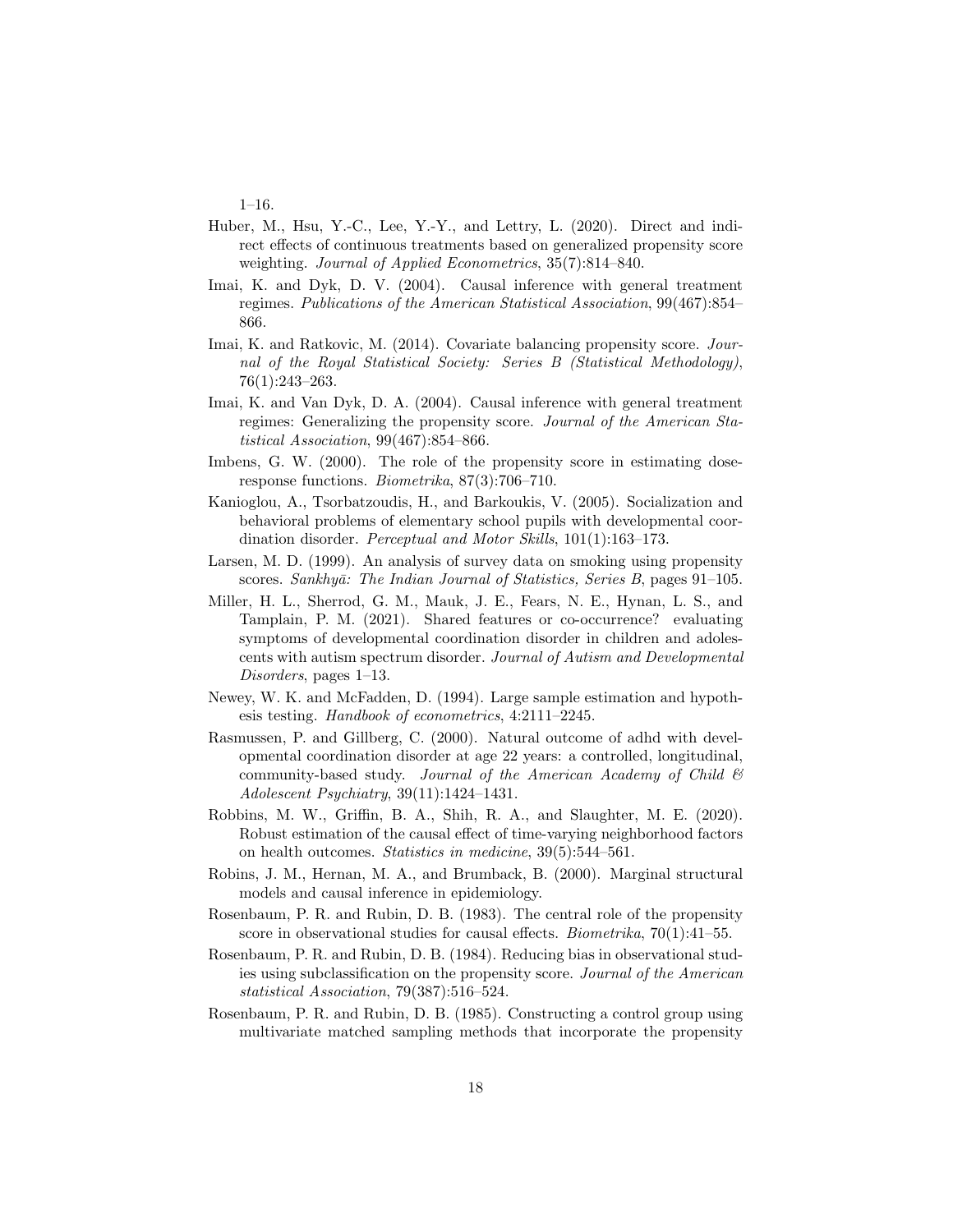1–16.

Huber, M., Hsu, Y.-C., Lee, Y.-Y., and Lettry, L. (2020). Direct and indirect effects of continuous treatments based on generalized propensity score weighting. *Journal of Applied Econometrics*, 35(7):814–840.

Imai, K. and Dyk, D. V. (2004). Causal inference with general treatment regimes. *Publications of the American Statistical Association*, 99(467):854–866.

Imai, K. and Ratkovic, M. (2014). Covariate balancing propensity score. *Journal of the Royal Statistical Society: Series B (Statistical Methodology)*, 76(1):243–263.

Imai, K. and Van Dyk, D. A. (2004). Causal inference with general treatment regimes: Generalizing the propensity score. *Journal of the American Statistical Association*, 99(467):854–866.

Imbens, G. W. (2000). The role of the propensity score in estimating dose-response functions. *Biometrika*, 87(3):706–710.

Kanioglou, A., Tsorbatzoudis, H., and Barkoukis, V. (2005). Socialization and behavioral problems of elementary school pupils with developmental coordination disorder. *Perceptual and Motor Skills*, 101(1):163–173.

Larsen, M. D. (1999). An analysis of survey data on smoking using propensity scores. *Sankhyā: The Indian Journal of Statistics, Series B*, pages 91–105.

Miller, H. L., Sherrod, G. M., Mauk, J. E., Fears, N. E., Hynan, L. S., and Tamplain, P. M. (2021). Shared features or co-occurrence? evaluating symptoms of developmental coordination disorder in children and adolescents with autism spectrum disorder. *Journal of Autism and Developmental Disorders*, pages 1–13.

Newey, W. K. and McFadden, D. (1994). Large sample estimation and hypothesis testing. *Handbook of econometrics*, 4:2111–2245.

Rasmussen, P. and Gillberg, C. (2000). Natural outcome of adhd with developmental coordination disorder at age 22 years: a controlled, longitudinal, community-based study. *Journal of the American Academy of Child & Adolescent Psychiatry*, 39(11):1424–1431.

Robbins, M. W., Griffin, B. A., Shih, R. A., and Slaughter, M. E. (2020). Robust estimation of the causal effect of time-varying neighborhood factors on health outcomes. *Statistics in medicine*, 39(5):544–561.

Robins, J. M., Hernan, M. A., and Brumback, B. (2000). Marginal structural models and causal inference in epidemiology.

Rosenbaum, P. R. and Rubin, D. B. (1983). The central role of the propensity score in observational studies for causal effects. *Biometrika*, 70(1):41–55.

Rosenbaum, P. R. and Rubin, D. B. (1984). Reducing bias in observational studies using subclassification on the propensity score. *Journal of the American statistical Association*, 79(387):516–524.

Rosenbaum, P. R. and Rubin, D. B. (1985). Constructing a control group using multivariate matched sampling methods that incorporate the propensity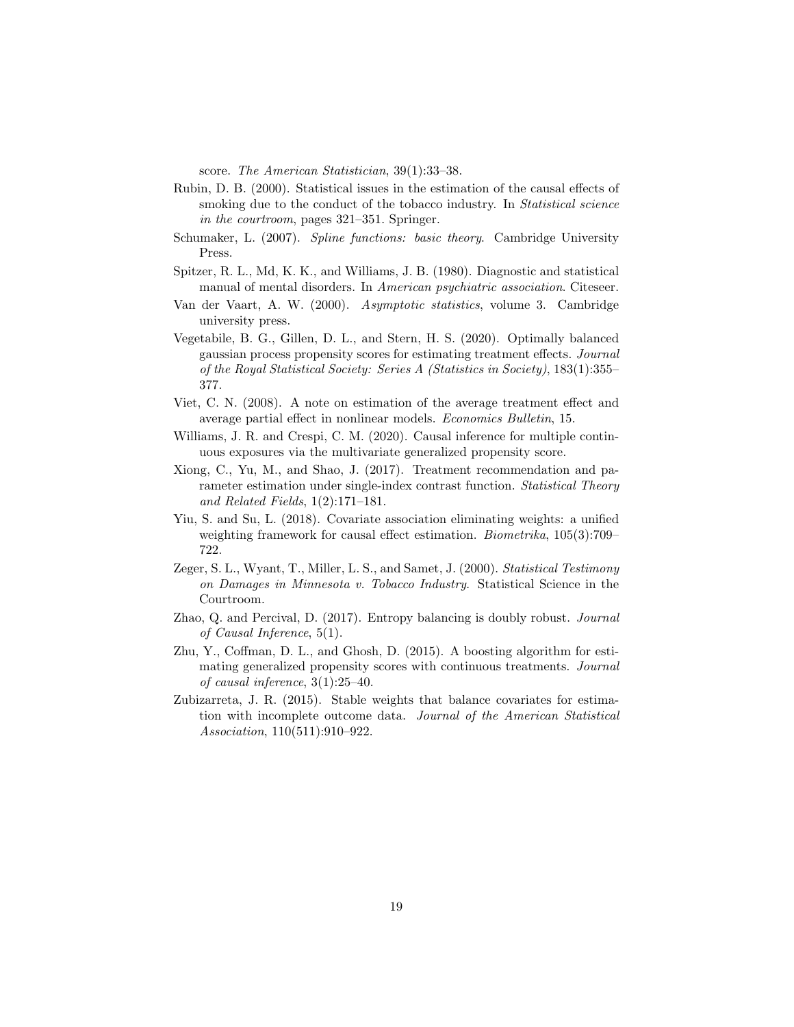score. *The American Statistician*, 39(1):33–38.

Rubin, D. B. (2000). Statistical issues in the estimation of the causal effects of smoking due to the conduct of the tobacco industry. In *Statistical science in the courtroom*, pages 321–351. Springer.

Schumaker, L. (2007). *Spline functions: basic theory*. Cambridge University Press.

Spitzer, R. L., Md, K. K., and Williams, J. B. (1980). Diagnostic and statistical manual of mental disorders. In *American psychiatric association*. Citeseer.

Van der Vaart, A. W. (2000). *Asymptotic statistics*, volume 3. Cambridge university press.

Vegetabile, B. G., Gillen, D. L., and Stern, H. S. (2020). Optimally balanced gaussian process propensity scores for estimating treatment effects. *Journal of the Royal Statistical Society: Series A (Statistics in Society)*, 183(1):355–377.

Viet, C. N. (2008). A note on estimation of the average treatment effect and average partial effect in nonlinear models. *Economics Bulletin*, 15.

Williams, J. R. and Crespi, C. M. (2020). Causal inference for multiple continuous exposures via the multivariate generalized propensity score.

Xiong, C., Yu, M., and Shao, J. (2017). Treatment recommendation and parameter estimation under single-index contrast function. *Statistical Theory and Related Fields*, 1(2):171–181.

Yiu, S. and Su, L. (2018). Covariate association eliminating weights: a unified weighting framework for causal effect estimation. *Biometrika*, 105(3):709–722.

Zeger, S. L., Wyant, T., Miller, L. S., and Samet, J. (2000). *Statistical Testimony on Damages in Minnesota v. Tobacco Industry*. Statistical Science in the Courtroom.

Zhao, Q. and Percival, D. (2017). Entropy balancing is doubly robust. *Journal of Causal Inference*, 5(1).

Zhu, Y., Coffman, D. L., and Ghosh, D. (2015). A boosting algorithm for estimating generalized propensity scores with continuous treatments. *Journal of causal inference*, 3(1):25–40.

Zubizarreta, J. R. (2015). Stable weights that balance covariates for estimation with incomplete outcome data. *Journal of the American Statistical Association*, 110(511):910–922.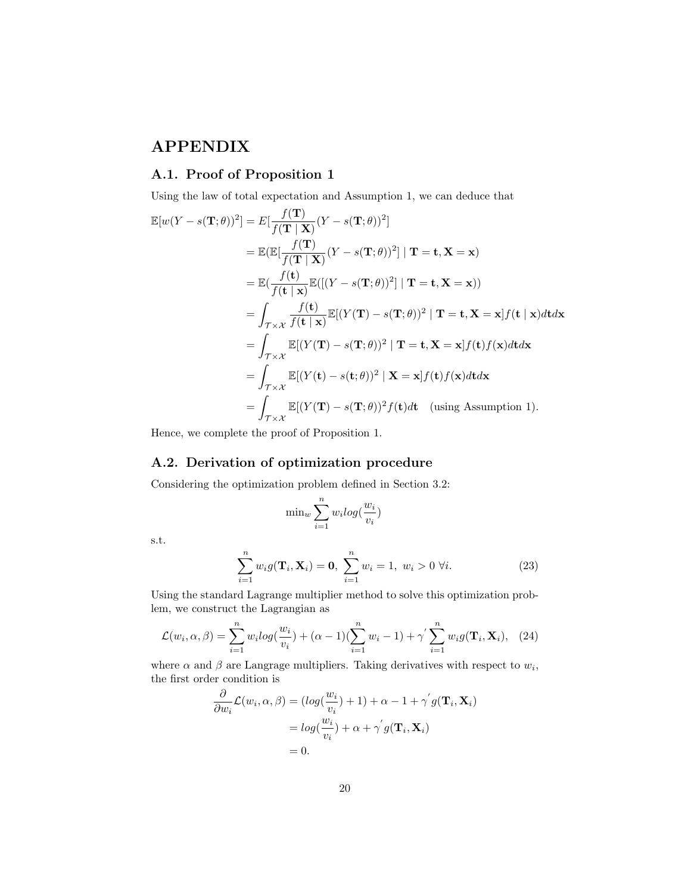# APPENDIX

## A.1. Proof of Proposition 1

Using the law of total expectation and Assumption 1, we can deduce that

$$
\begin{aligned}
\mathbb{E}[w(Y - s(\mathbf{T};\theta))^2] &= E[\frac{f(\mathbf{T})}{f(\mathbf{T} \mid \mathbf{X})}(Y - s(\mathbf{T};\theta))^2] \\
&= \mathbb{E}(\mathbb{E}[\frac{f(\mathbf{T})}{f(\mathbf{T} \mid \mathbf{X})}(Y - s(\mathbf{T};\theta))^2] \mid \mathbf{T} = \mathbf{t}, \mathbf{X} = \mathbf{x}) \\
&= \mathbb{E}(\frac{f(\mathbf{t})}{f(\mathbf{t} \mid \mathbf{x})}\mathbb{E}([(Y - s(\mathbf{T};\theta))^2] \mid \mathbf{T} = \mathbf{t}, \mathbf{X} = \mathbf{x})) \\
&= \int_{\mathcal{T}\times\mathcal{X}} \frac{f(\mathbf{t})}{f(\mathbf{t} \mid \mathbf{x})}\mathbb{E}[(Y(\mathbf{T}) - s(\mathbf{T};\theta))^2 \mid \mathbf{T} = \mathbf{t}, \mathbf{X} = \mathbf{x}] f(\mathbf{t} \mid \mathbf{x}) d\mathbf{t} d\mathbf{x} \\
&= \int_{\mathcal{T}\times\mathcal{X}} \mathbb{E}[(Y(\mathbf{T}) - s(\mathbf{T};\theta))^2 \mid \mathbf{T} = \mathbf{t}, \mathbf{X} = \mathbf{x}] f(\mathbf{t}) f(\mathbf{x}) d\mathbf{t} d\mathbf{x} \\
&= \int_{\mathcal{T}\times\mathcal{X}} \mathbb{E}[(Y(\mathbf{t}) - s(\mathbf{t};\theta))^2 \mid \mathbf{X} = \mathbf{x}] f(\mathbf{t}) f(\mathbf{x}) d\mathbf{t} d\mathbf{x} \\
&= \int_{\mathcal{T}\times\mathcal{X}} \mathbb{E}[(Y(\mathbf{T}) - s(\mathbf{T};\theta))^2 f(\mathbf{t}) d\mathbf{t} \quad \text{(using Assumption 1).}
\end{aligned}
$$

Hence, we complete the proof of Proposition 1.

## A.2. Derivation of optimization procedure

Considering the optimization problem defined in Section 3.2:

$$
\min_w \sum_{i=1}^{n} w_i log(\frac{w_i}{v_i})
$$

s.t.

$$
\sum_{i=1}^{n} w_i g(\mathbf{T}_i, \mathbf{X}_i) = \mathbf{0}, \ \sum_{i=1}^{n} w_i = 1, \ w_i > 0 \ \forall i. \tag{23}
$$

Using the standard Lagrange multiplier method to solve this optimization problem, we construct the Lagrangian as

$$
\mathcal{L}(w_i, \alpha, \beta) = \sum_{i=1}^{n} w_i log(\frac{w_i}{v_i}) + (\alpha - 1)(\sum_{i=1}^{n} w_i - 1) + \gamma^{'} \sum_{i=1}^{n} w_i g(\mathbf{T}_i, \mathbf{X}_i), \tag{24}
$$

where $\alpha$ and $\beta$ are Langrage multipliers. Taking derivatives with respect to $w_i$, the first order condition is

$$
\begin{aligned}
\frac{\partial}{\partial w_i}\mathcal{L}(w_i, \alpha, \beta) &= (log(\frac{w_i}{v_i}) + 1) + \alpha - 1 + \gamma^{'} g(\mathbf{T}_i, \mathbf{X}_i) \\
&= log(\frac{w_i}{v_i}) + \alpha + \gamma^{'} g(\mathbf{T}_i, \mathbf{X}_i) \\
&= 0.
\end{aligned}
$$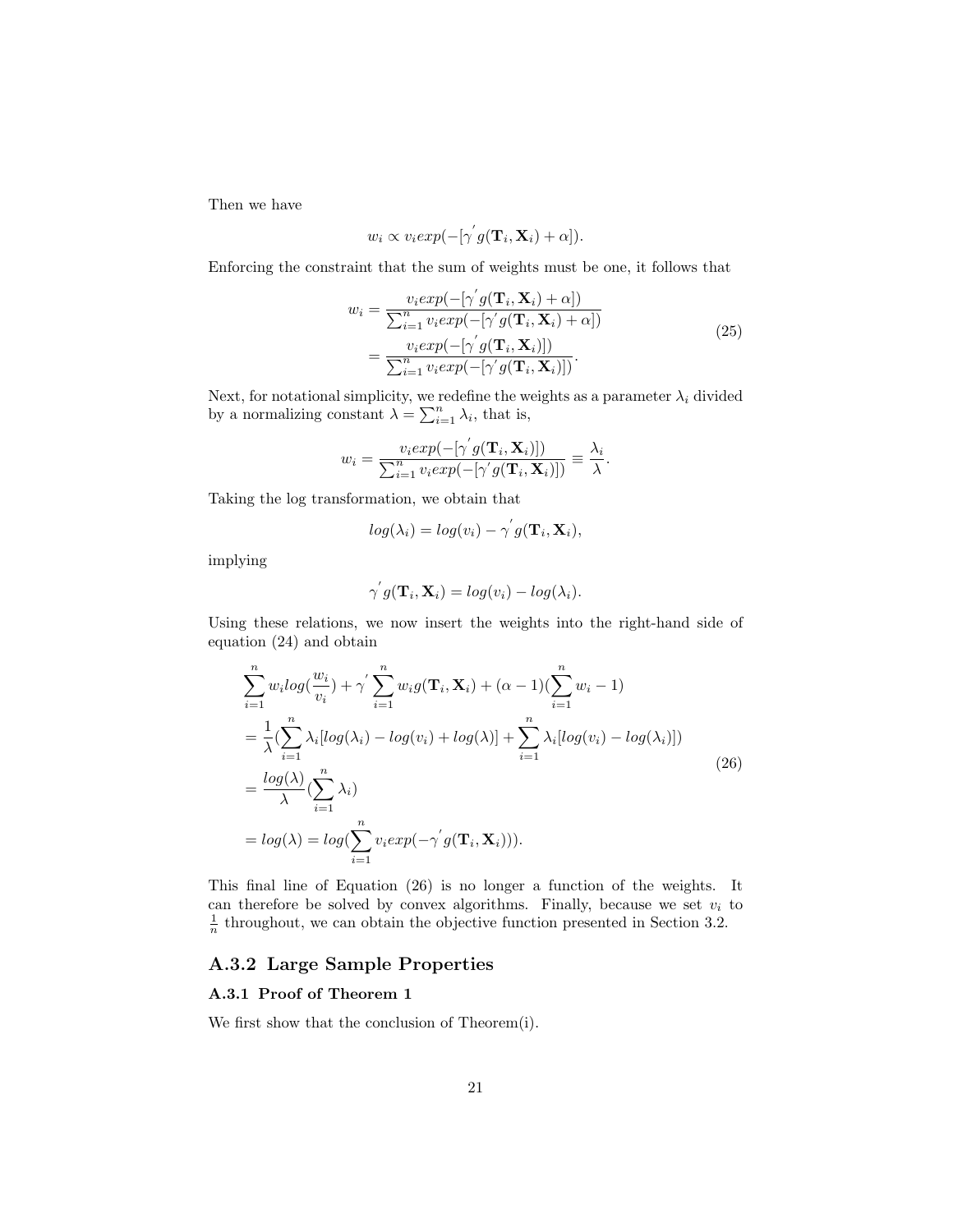Then we have

$$w_i \propto v_i exp(-[\gamma^{'} g(\mathbf{T}_i, \mathbf{X}_i) + \alpha]).$$

Enforcing the constraint that the sum of weights must be one, it follows that

$$\begin{aligned} w_i &= \frac{v_i exp(-[\gamma^{'} g(\mathbf{T}_i, \mathbf{X}_i) + \alpha])}{\sum_{i=1}^{n} v_i exp(-[\gamma^{'} g(\mathbf{T}_i, \mathbf{X}_i) + \alpha])} \\ &= \frac{v_i exp(-[\gamma^{'} g(\mathbf{T}_i, \mathbf{X}_i)])}{\sum_{i=1}^{n} v_i exp(-[\gamma^{'} g(\mathbf{T}_i, \mathbf{X}_i)])}. \end{aligned} \tag{25}$$

Next, for notational simplicity, we redefine the weights as a parameter $\lambda_i$ divided by a normalizing constant $\lambda = \sum_{i=1}^{n} \lambda_i$, that is,

$$w_i = \frac{v_i exp(-[\gamma^{'} g(\mathbf{T}_i, \mathbf{X}_i)])}{\sum_{i=1}^{n} v_i exp(-[\gamma^{'} g(\mathbf{T}_i, \mathbf{X}_i)])} \equiv \frac{\lambda_i}{\lambda}.$$

Taking the log transformation, we obtain that

$$log(\lambda_i) = log(v_i) - \gamma^{'} g(\mathbf{T}_i, \mathbf{X}_i),$$

implying

$$\gamma^{'} g(\mathbf{T}_i, \mathbf{X}_i) = log(v_i) - log(\lambda_i).$$

Using these relations, we now insert the weights into the right-hand side of equation (24) and obtain

$$\begin{aligned} &\sum_{i=1}^{n} w_i log(\frac{w_i}{v_i}) + \gamma^{'} \sum_{i=1}^{n} w_i g(\mathbf{T}_i, \mathbf{X}_i) + (\alpha - 1)(\sum_{i=1}^{n} w_i - 1) \\ &= \frac{1}{\lambda}(\sum_{i=1}^{n} \lambda_i [log(\lambda_i) - log(v_i) + log(\lambda)] + \sum_{i=1}^{n} \lambda_i [log(v_i) - log(\lambda_i)]) \\ &= \frac{log(\lambda)}{\lambda}(\sum_{i=1}^{n} \lambda_i) \\ &= log(\lambda) = log(\sum_{i=1}^{n} v_i exp(-\gamma^{'} g(\mathbf{T}_i, \mathbf{X}_i))). \end{aligned} \tag{26}$$

This final line of Equation (26) is no longer a function of the weights. It can therefore be solved by convex algorithms. Finally, because we set $v_i$ to $\frac{1}{n}$ throughout, we can obtain the objective function presented in Section 3.2.

## A.3.2 Large Sample Properties

### A.3.1 Proof of Theorem 1

We first show that the conclusion of Theorem(i).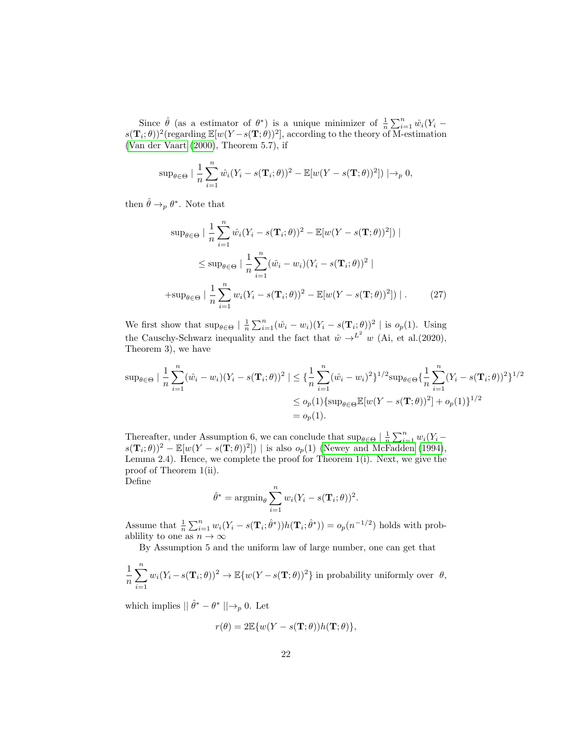Since $\hat{\theta}$ (as a estimator of $\theta^*$) is a unique minimizer of $\frac{1}{n}\sum_{i=1}^n \hat{w}_i(Y_i - s(\mathbf{T}_i;\theta))^2$(regarding $\mathbb{E}[w(Y-s(\mathbf{T};\theta))^2]$, according to the theory of M-estimation (Van der Vaart (2000), Theorem 5.7), if

$$\sup_{\theta\in\Theta} \mid \frac{1}{n}\sum_{i=1}^n \hat{w}_i(Y_i - s(\mathbf{T}_i;\theta))^2 - \mathbb{E}[w(Y - s(\mathbf{T};\theta))^2]) \mid \to_p 0,$$

then $\hat{\theta} \to_p \theta^*$. Note that

$$\begin{aligned}
&\sup_{\theta\in\Theta} \mid \frac{1}{n}\sum_{i=1}^n \hat{w}_i(Y_i - s(\mathbf{T}_i;\theta))^2 - \mathbb{E}[w(Y - s(\mathbf{T};\theta))^2]) \mid \\
&\leq \sup_{\theta\in\Theta} \mid \frac{1}{n}\sum_{i=1}^n (\hat{w}_i - w_i)(Y_i - s(\mathbf{T}_i;\theta))^2 \mid \\
&+\sup_{\theta\in\Theta} \mid \frac{1}{n}\sum_{i=1}^n w_i(Y_i - s(\mathbf{T}_i;\theta))^2 - \mathbb{E}[w(Y - s(\mathbf{T};\theta))^2]) \mid . \qquad (27)
\end{aligned}$$

We first show that $\sup_{\theta\in\Theta} \mid \frac{1}{n}\sum_{i=1}^n (\hat{w}_i - w_i)(Y_i - s(\mathbf{T}_i;\theta))^2 \mid$ is $o_p(1)$. Using the Causchy-Schwarz inequality and the fact that $\hat{w} \to^{L^2} w$ (Ai, et al.(2020), Theorem 3), we have

$$\begin{aligned}
\sup_{\theta\in\Theta} \mid \frac{1}{n}\sum_{i=1}^n (\hat{w}_i - w_i)(Y_i - s(\mathbf{T}_i;\theta))^2 \mid &\leq \{\frac{1}{n}\sum_{i=1}^n (\hat{w}_i - w_i)^2\}^{1/2} \sup_{\theta\in\Theta}\{\frac{1}{n}\sum_{i=1}^n (Y_i - s(\mathbf{T}_i;\theta))^2\}^{1/2} \\
&\leq o_p(1)\{\sup_{\theta\in\Theta}\mathbb{E}[w(Y - s(\mathbf{T};\theta))^2] + o_p(1)\}^{1/2} \\
&= o_p(1).
\end{aligned}$$

Thereafter, under Assumption 6, we can conclude that $\sup_{\theta\in\Theta} \mid \frac{1}{n}\sum_{i=1}^n w_i(Y_i - s(\mathbf{T}_i;\theta))^2 - \mathbb{E}[w(Y - s(\mathbf{T};\theta))^2]) \mid$ is also $o_p(1)$ (Newey and McFadden (1994), Lemma 2.4). Hence, we complete the proof for Theorem 1(i). Next, we give the proof of Theorem 1(ii).
Define

$$\hat{\theta}^* = \text{argmin}_\theta \sum_{i=1}^n w_i(Y_i - s(\mathbf{T}_i;\theta))^2.$$

Assume that $\frac{1}{n}\sum_{i=1}^n w_i(Y_i - s(\mathbf{T}_i;\hat{\theta}^*))h(\mathbf{T}_i;\hat{\theta}^*)) = o_p(n^{-1/2})$ holds with probablility to one as $n \to \infty$

By Assumption 5 and the uniform law of large number, one can get that

$$\frac{1}{n}\sum_{i=1}^n w_i(Y_i - s(\mathbf{T}_i;\theta))^2 \to \mathbb{E}\{w(Y - s(\mathbf{T};\theta))^2\} \text{ in probability uniformly over } \theta,$$

which implies $\| \hat{\theta}^* - \theta^* \| \to_p 0$. Let

$$r(\theta) = 2\mathbb{E}\{w(Y - s(\mathbf{T};\theta))h(\mathbf{T};\theta)\},$$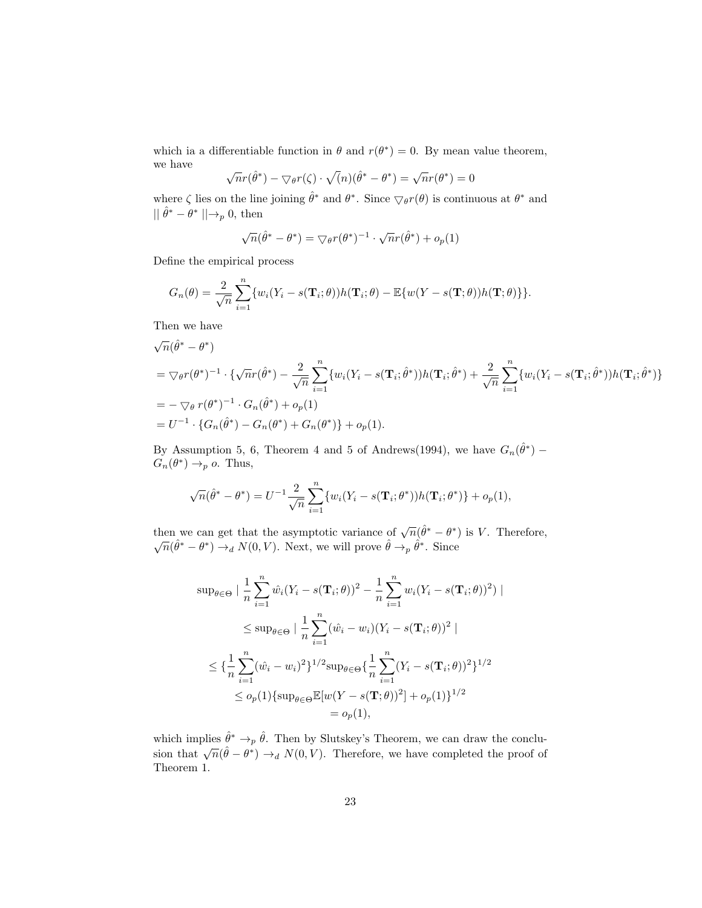which ia a differentiable function in $\theta$ and $r(\theta^*) = 0$. By mean value theorem, we have

$$\sqrt{n}r(\hat{\theta}^*) - \bigtriangledown_\theta r(\zeta) \cdot \sqrt{(n)}(\hat{\theta}^* - \theta^*) = \sqrt{n}r(\theta^*) = 0$$

where $\zeta$ lies on the line joining $\hat{\theta}^*$ and $\theta^*$. Since $\bigtriangledown_\theta r(\theta)$ is continuous at $\theta^*$ and $\| \hat{\theta}^* - \theta^* \| \to_p 0$, then

$$\sqrt{n}(\hat{\theta}^* - \theta^*) = \bigtriangledown_\theta r(\theta^*)^{-1} \cdot \sqrt{n}r(\hat{\theta}^*) + o_p(1)$$

Define the empirical process

$$G_n(\theta) = \frac{2}{\sqrt{n}} \sum_{i=1}^{n} \{w_i(Y_i - s(\mathbf{T}_i;\theta))h(\mathbf{T}_i;\theta) - \mathbb{E}\{w(Y - s(\mathbf{T};\theta))h(\mathbf{T};\theta)\}\}.$$

Then we have

$$\begin{aligned}
&\sqrt{n}(\hat{\theta}^* - \theta^*) \\
&= \bigtriangledown_\theta r(\theta^*)^{-1} \cdot \{\sqrt{n}r(\hat{\theta}^*) - \frac{2}{\sqrt{n}} \sum_{i=1}^{n} \{w_i(Y_i - s(\mathbf{T}_i;\hat{\theta}^*))h(\mathbf{T}_i;\hat{\theta}^*) + \frac{2}{\sqrt{n}} \sum_{i=1}^{n} \{w_i(Y_i - s(\mathbf{T}_i;\hat{\theta}^*))h(\mathbf{T}_i;\hat{\theta}^*)\} \\
&= - \bigtriangledown_\theta r(\theta^*)^{-1} \cdot G_n(\hat{\theta}^*) + o_p(1) \\
&= U^{-1} \cdot \{G_n(\hat{\theta}^*) - G_n(\theta^*) + G_n(\theta^*)\} + o_p(1).
\end{aligned}$$

By Assumption 5, 6, Theorem 4 and 5 of Andrews(1994), we have $G_n(\hat{\theta}^*) - G_n(\theta^*) \to_p o$. Thus,

$$\sqrt{n}(\hat{\theta}^* - \theta^*) = U^{-1} \frac{2}{\sqrt{n}} \sum_{i=1}^{n} \{w_i(Y_i - s(\mathbf{T}_i;\theta^*))h(\mathbf{T}_i;\theta^*)\} + o_p(1),$$

then we can get that the asymptotic variance of $\sqrt{n}(\hat{\theta}^* - \theta^*)$ is $V$. Therefore, $\sqrt{n}(\hat{\theta}^* - \theta^*) \to_d N(0, V)$. Next, we will prove $\hat{\theta} \to_p \hat{\theta}^*$. Since

$$\begin{aligned}
&\sup_{\theta\in\Theta} \mid \frac{1}{n}\sum_{i=1}^{n} \hat{w}_i(Y_i - s(\mathbf{T}_i;\theta))^2 - \frac{1}{n}\sum_{i=1}^{n} w_i(Y_i - s(\mathbf{T}_i;\theta))^2) \mid \\
&\leq \sup_{\theta\in\Theta} \mid \frac{1}{n}\sum_{i=1}^{n} (\hat{w}_i - w_i)(Y_i - s(\mathbf{T}_i;\theta))^2 \mid \\
&\leq \{\frac{1}{n}\sum_{i=1}^{n}(\hat{w}_i - w_i)^2\}^{1/2} \sup_{\theta\in\Theta}\{\frac{1}{n}\sum_{i=1}^{n}(Y_i - s(\mathbf{T}_i;\theta))^2\}^{1/2} \\
&\leq o_p(1)\{\sup_{\theta\in\Theta}\mathbb{E}[w(Y - s(\mathbf{T};\theta))^2] + o_p(1)\}^{1/2} \\
&= o_p(1),
\end{aligned}$$

which implies $\hat{\theta}^* \to_p \hat{\theta}$. Then by Slutskey's Theorem, we can draw the conclusion that $\sqrt{n}(\hat{\theta} - \theta^*) \to_d N(0, V)$. Therefore, we have completed the proof of Theorem 1.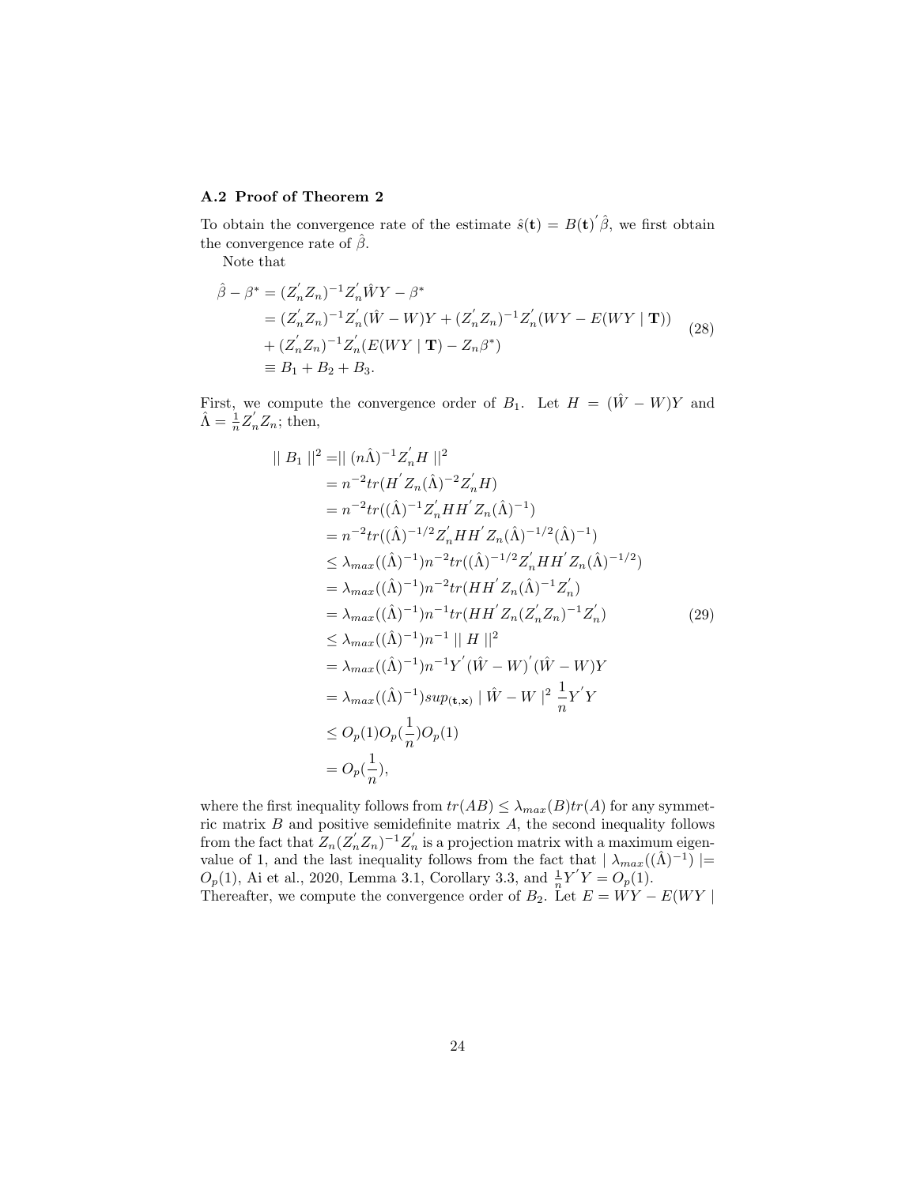### A.2 Proof of Theorem 2

To obtain the convergence rate of the estimate $\hat{s}(\mathbf{t}) = B(\mathbf{t})^{'}\hat{\beta}$, we first obtain the convergence rate of $\hat{\beta}$.

Note that

$$
\begin{aligned}
\hat{\beta} - \beta^* &= (Z_n^{'}Z_n)^{-1}Z_n^{'}\hat{W}Y - \beta^* \\
&= (Z_n^{'}Z_n)^{-1}Z_n^{'}(\hat{W} - W)Y + (Z_n^{'}Z_n)^{-1}Z_n^{'}(WY - E(WY \mid \mathbf{T})) \\
&+ (Z_n^{'}Z_n)^{-1}Z_n^{'}(E(WY \mid \mathbf{T}) - Z_n\beta^*) \\
&\equiv B_1 + B_2 + B_3.
\end{aligned} \tag{28}
$$

First, we compute the convergence order of $B_1$. Let $H = (\hat{W} - W)Y$ and $\hat{\Lambda} = \frac{1}{n}Z_n^{'}Z_n$; then,

$$
\begin{aligned}
\| B_1 \|^2 &= \| (n\hat{\Lambda})^{-1}Z_n^{'}H \|^2 \\
&= n^{-2}tr(H^{'}Z_n(\hat{\Lambda})^{-2}Z_n^{'}H) \\
&= n^{-2}tr((\hat{\Lambda})^{-1}Z_n^{'}HH^{'}Z_n(\hat{\Lambda})^{-1}) \\
&= n^{-2}tr((\hat{\Lambda})^{-1/2}Z_n^{'}HH^{'}Z_n(\hat{\Lambda})^{-1/2}(\hat{\Lambda})^{-1}) \\
&\leq \lambda_{max}((\hat{\Lambda})^{-1})n^{-2}tr((\hat{\Lambda})^{-1/2}Z_n^{'}HH^{'}Z_n(\hat{\Lambda})^{-1/2}) \\
&= \lambda_{max}((\hat{\Lambda})^{-1})n^{-2}tr(HH^{'}Z_n(\hat{\Lambda})^{-1}Z_n^{'}) \\
&= \lambda_{max}((\hat{\Lambda})^{-1})n^{-1}tr(HH^{'}Z_n(Z_n^{'}Z_n)^{-1}Z_n^{'}) \\
&\leq \lambda_{max}((\hat{\Lambda})^{-1})n^{-1} \| H \|^2 \\
&= \lambda_{max}((\hat{\Lambda})^{-1})n^{-1}Y^{'}(\hat{W} - W)^{'}(\hat{W} - W)Y \\
&= \lambda_{max}((\hat{\Lambda})^{-1})sup_{(\mathbf{t},\mathbf{x})} \mid \hat{W} - W \mid^2 \frac{1}{n}Y^{'}Y \\
&\leq O_p(1)O_p(\frac{1}{n})O_p(1) \\
&= O_p(\frac{1}{n}),
\end{aligned} \tag{29}
$$

where the first inequality follows from $tr(AB) \leq \lambda_{max}(B)tr(A)$ for any symmetric matrix $B$ and positive semidefinite matrix $A$, the second inequality follows from the fact that $Z_n(Z_n^{'}Z_n)^{-1}Z_n^{'}$ is a projection matrix with a maximum eigenvalue of 1, and the last inequality follows from the fact that $\mid \lambda_{max}((\hat{\Lambda})^{-1}) \mid = O_p(1)$, Ai et al., 2020, Lemma 3.1, Corollary 3.3, and $\frac{1}{n}Y^{'}Y = O_p(1)$.
Thereafter, we compute the convergence order of $B_2$. Let $E = WY - E(WY \mid$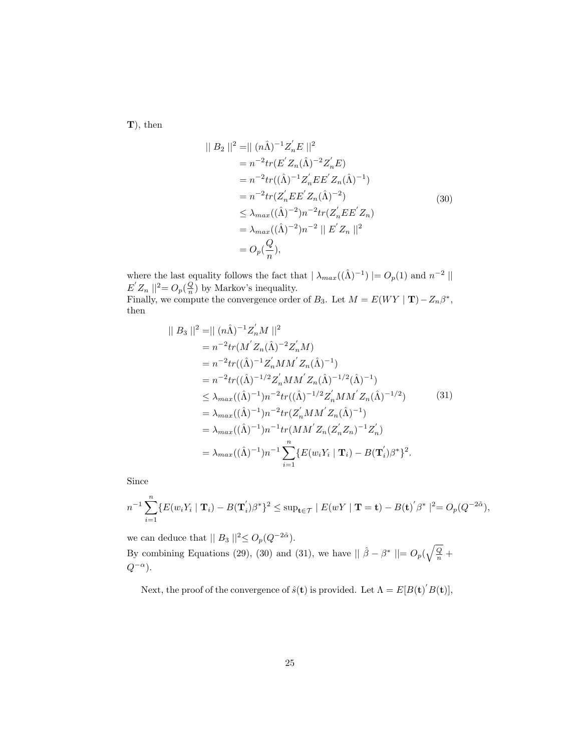**T**), then

$$
\begin{aligned}
\| B_2 \|^2 &= \| (n\hat{\Lambda})^{-1} Z_n^{'} E \|^2 \\
&= n^{-2} tr(E^{'} Z_n (\hat{\Lambda})^{-2} Z_n^{'} E) \\
&= n^{-2} tr((\hat{\Lambda})^{-1} Z_n^{'} E E^{'} Z_n (\hat{\Lambda})^{-1}) \\
&= n^{-2} tr(Z_n^{'} E E^{'} Z_n (\hat{\Lambda})^{-2}) \\
&\leq \lambda_{max}((\hat{\Lambda})^{-2}) n^{-2} tr(Z_n^{'} E E^{'} Z_n) \\
&= \lambda_{max}((\hat{\Lambda})^{-2}) n^{-2} \| E^{'} Z_n \|^2 \\
&= O_p(\frac{Q}{n}),
\end{aligned} \tag{30}
$$

where the last equality follows the fact that $| \lambda_{max}((\hat{\Lambda})^{-1}) | = O_p(1)$ and $n^{-2} \| E^{'} Z_n \|^2 = O_p(\frac{Q}{n})$ by Markov's inequality.
Finally, we compute the convergence order of $B_3$. Let $M = E(WY \mid \mathbf{T}) - Z_n \beta^*$, then

$$
\begin{aligned}
\| B_3 \|^2 &= \| (n\hat{\Lambda})^{-1} Z_n^{'} M \|^2 \\
&= n^{-2} tr(M^{'} Z_n (\hat{\Lambda})^{-2} Z_n^{'} M) \\
&= n^{-2} tr((\hat{\Lambda})^{-1} Z_n^{'} M M^{'} Z_n (\hat{\Lambda})^{-1}) \\
&= n^{-2} tr((\hat{\Lambda})^{-1/2} Z_n^{'} M M^{'} Z_n (\hat{\Lambda})^{-1/2} (\hat{\Lambda})^{-1}) \\
&\leq \lambda_{max}((\hat{\Lambda})^{-1}) n^{-2} tr((\hat{\Lambda})^{-1/2} Z_n^{'} M M^{'} Z_n (\hat{\Lambda})^{-1/2}) \\
&= \lambda_{max}((\hat{\Lambda})^{-1}) n^{-2} tr(Z_n^{'} M M^{'} Z_n (\hat{\Lambda})^{-1}) \\
&= \lambda_{max}((\hat{\Lambda})^{-1}) n^{-1} tr(M M^{'} Z_n (Z_n^{'} Z_n)^{-1} Z_n^{'}) \\
&= \lambda_{max}((\hat{\Lambda})^{-1}) n^{-1} \sum_{i=1}^{n} \{E(w_i Y_i \mid \mathbf{T}_i) - B(\mathbf{T}_i^{'}) \beta^*\}^2.
\end{aligned} \tag{31}
$$

Since

$$
n^{-1} \sum_{i=1}^{n} \{E(w_i Y_i \mid \mathbf{T}_i) - B(\mathbf{T}_i^{'}) \beta^*\}^2 \leq \sup_{\mathbf{t} \in \mathcal{T}} | E(wY \mid \mathbf{T} = \mathbf{t}) - B(\mathbf{t})^{'} \beta^* |^2 = O_p(Q^{-2\tilde{\alpha}}),
$$

we can deduce that $\| B_3 \|^2 \leq O_p(Q^{-2\tilde{\alpha}})$.
By combining Equations (29), (30) and (31), we have $\| \hat{\beta} - \beta^* \| = O_p(\sqrt{\frac{Q}{n}} + Q^{-\alpha})$.

Next, the proof of the convergence of $\hat{s}(\mathbf{t})$ is provided. Let $\Lambda = E[B(\mathbf{t})^{'} B(\mathbf{t})]$,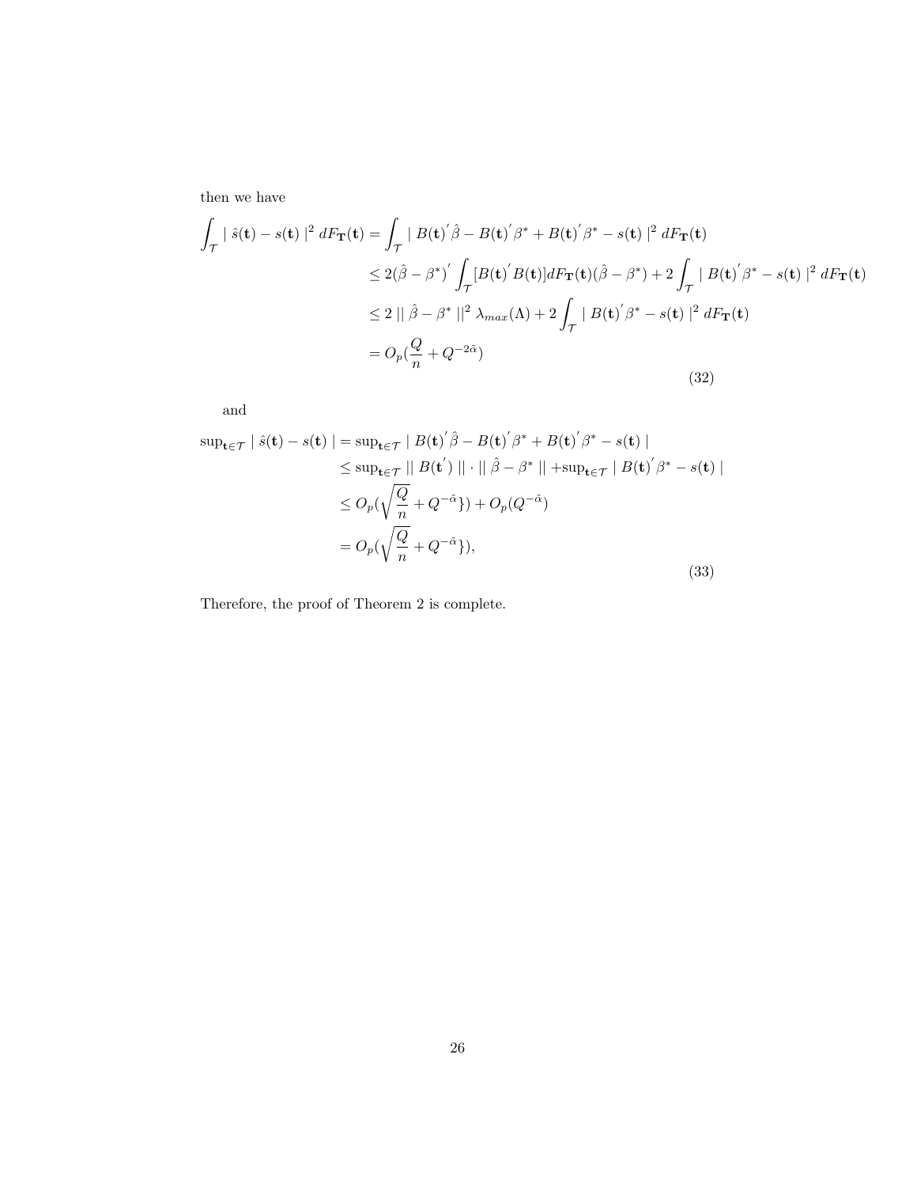then we have

$$
\begin{aligned}
\int_{\mathcal{T}} \mid \hat{s}(\mathbf{t}) - s(\mathbf{t}) \mid^2 dF_{\mathbf{T}}(\mathbf{t}) &= \int_{\mathcal{T}} \mid B(\mathbf{t})^{'}\hat{\beta} - B(\mathbf{t})^{'}\beta^* + B(\mathbf{t})^{'}\beta^* - s(\mathbf{t}) \mid^2 dF_{\mathbf{T}}(\mathbf{t}) \\
&\leq 2(\hat{\beta} - \beta^*)^{'} \int_{\mathcal{T}} [B(\mathbf{t})^{'} B(\mathbf{t})] dF_{\mathbf{T}}(\mathbf{t}) (\hat{\beta} - \beta^*) + 2 \int_{\mathcal{T}} \mid B(\mathbf{t})^{'}\beta^* - s(\mathbf{t}) \mid^2 dF_{\mathbf{T}}(\mathbf{t}) \\
&\leq 2 \mid\mid \hat{\beta} - \beta^* \mid\mid^2 \lambda_{max}(\Lambda) + 2 \int_{\mathcal{T}} \mid B(\mathbf{t})^{'}\beta^* - s(\mathbf{t}) \mid^2 dF_{\mathbf{T}}(\mathbf{t}) \\
&= O_p(\frac{Q}{n} + Q^{-2\tilde{\alpha}})
\end{aligned}
\tag{32}
$$

and

$$
\begin{aligned}
\sup_{\mathbf{t}\in\mathcal{T}} \mid \hat{s}(\mathbf{t}) - s(\mathbf{t}) \mid &= \sup_{\mathbf{t}\in\mathcal{T}} \mid B(\mathbf{t})^{'}\hat{\beta} - B(\mathbf{t})^{'}\beta^* + B(\mathbf{t})^{'}\beta^* - s(\mathbf{t}) \mid \\
&\leq \sup_{\mathbf{t}\in\mathcal{T}} \mid\mid B(\mathbf{t}^{'}) \mid\mid \cdot \mid\mid \hat{\beta} - \beta^* \mid\mid + \sup_{\mathbf{t}\in\mathcal{T}} \mid B(\mathbf{t})^{'}\beta^* - s(\mathbf{t}) \mid \\
&\leq O_p(\sqrt{\frac{Q}{n}} + Q^{-\tilde{\alpha}}\}) + O_p(Q^{-\tilde{\alpha}}) \\
&= O_p(\sqrt{\frac{Q}{n}} + Q^{-\tilde{\alpha}}\}),
\end{aligned}
\tag{33}
$$

Therefore, the proof of Theorem 2 is complete.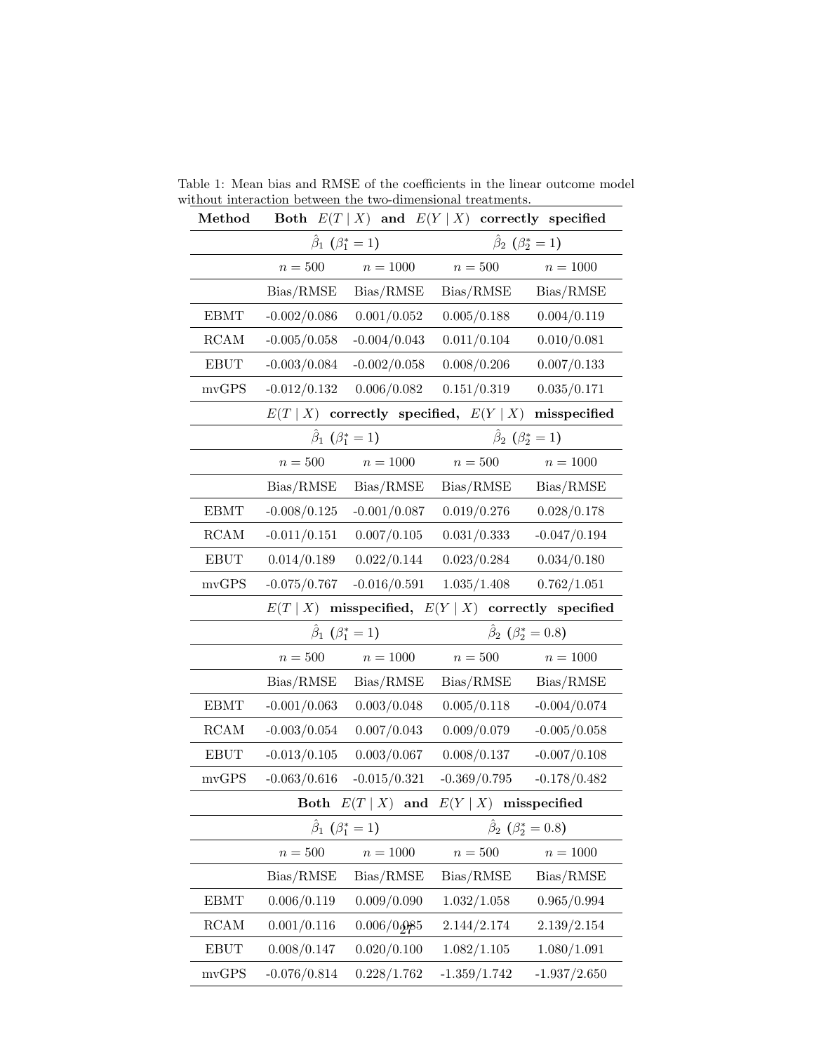Table 1: Mean bias and RMSE of the coefficients in the linear outcome model without interaction between the two-dimensional treatments.

| **Method** | **Both $E(T \mid X)$ and $E(Y \mid X)$ correctly specified** | | | |
|---|---|---|---|---|
| | $\hat{\beta}_1$ ($\beta_1^* = 1$) | | $\hat{\beta}_2$ ($\beta_2^* = 1$) | |
| | $n = 500$ | $n = 1000$ | $n = 500$ | $n = 1000$ |
| | Bias/RMSE | Bias/RMSE | Bias/RMSE | Bias/RMSE |
| EBMT | -0.002/0.086 | 0.001/0.052 | 0.005/0.188 | 0.004/0.119 |
| RCAM | -0.005/0.058 | -0.004/0.043 | 0.011/0.104 | 0.010/0.081 |
| EBUT | -0.003/0.084 | -0.002/0.058 | 0.008/0.206 | 0.007/0.133 |
| mvGPS | -0.012/0.132 | 0.006/0.082 | 0.151/0.319 | 0.035/0.171 |
| | **$E(T \mid X)$ correctly specified, $E(Y \mid X)$ misspecified** | | | |
| | $\hat{\beta}_1$ ($\beta_1^* = 1$) | | $\hat{\beta}_2$ ($\beta_2^* = 1$) | |
| | $n = 500$ | $n = 1000$ | $n = 500$ | $n = 1000$ |
| | Bias/RMSE | Bias/RMSE | Bias/RMSE | Bias/RMSE |
| EBMT | -0.008/0.125 | -0.001/0.087 | 0.019/0.276 | 0.028/0.178 |
| RCAM | -0.011/0.151 | 0.007/0.105 | 0.031/0.333 | -0.047/0.194 |
| EBUT | 0.014/0.189 | 0.022/0.144 | 0.023/0.284 | 0.034/0.180 |
| mvGPS | -0.075/0.767 | -0.016/0.591 | 1.035/1.408 | 0.762/1.051 |
| | **$E(T \mid X)$ misspecified, $E(Y \mid X)$ correctly specified** | | | |
| | $\hat{\beta}_1$ ($\beta_1^* = 1$) | | $\hat{\beta}_2$ ($\beta_2^* = 0.8$) | |
| | $n = 500$ | $n = 1000$ | $n = 500$ | $n = 1000$ |
| | Bias/RMSE | Bias/RMSE | Bias/RMSE | Bias/RMSE |
| EBMT | -0.001/0.063 | 0.003/0.048 | 0.005/0.118 | -0.004/0.074 |
| RCAM | -0.003/0.054 | 0.007/0.043 | 0.009/0.079 | -0.005/0.058 |
| EBUT | -0.013/0.105 | 0.003/0.067 | 0.008/0.137 | -0.007/0.108 |
| mvGPS | -0.063/0.616 | -0.015/0.321 | -0.369/0.795 | -0.178/0.482 |
| | **Both $E(T \mid X)$ and $E(Y \mid X)$ misspecified** | | | |
| | $\hat{\beta}_1$ ($\beta_1^* = 1$) | | $\hat{\beta}_2$ ($\beta_2^* = 0.8$) | |
| | $n = 500$ | $n = 1000$ | $n = 500$ | $n = 1000$ |
| | Bias/RMSE | Bias/RMSE | Bias/RMSE | Bias/RMSE |
| EBMT | 0.006/0.119 | 0.009/0.090 | 1.032/1.058 | 0.965/0.994 |
| RCAM | 0.001/0.116 | 0.006/0.085 | 2.144/2.174 | 2.139/2.154 |
| EBUT | 0.008/0.147 | 0.020/0.100 | 1.082/1.105 | 1.080/1.091 |
| mvGPS | -0.076/0.814 | 0.228/1.762 | -1.359/1.742 | -1.937/2.650 |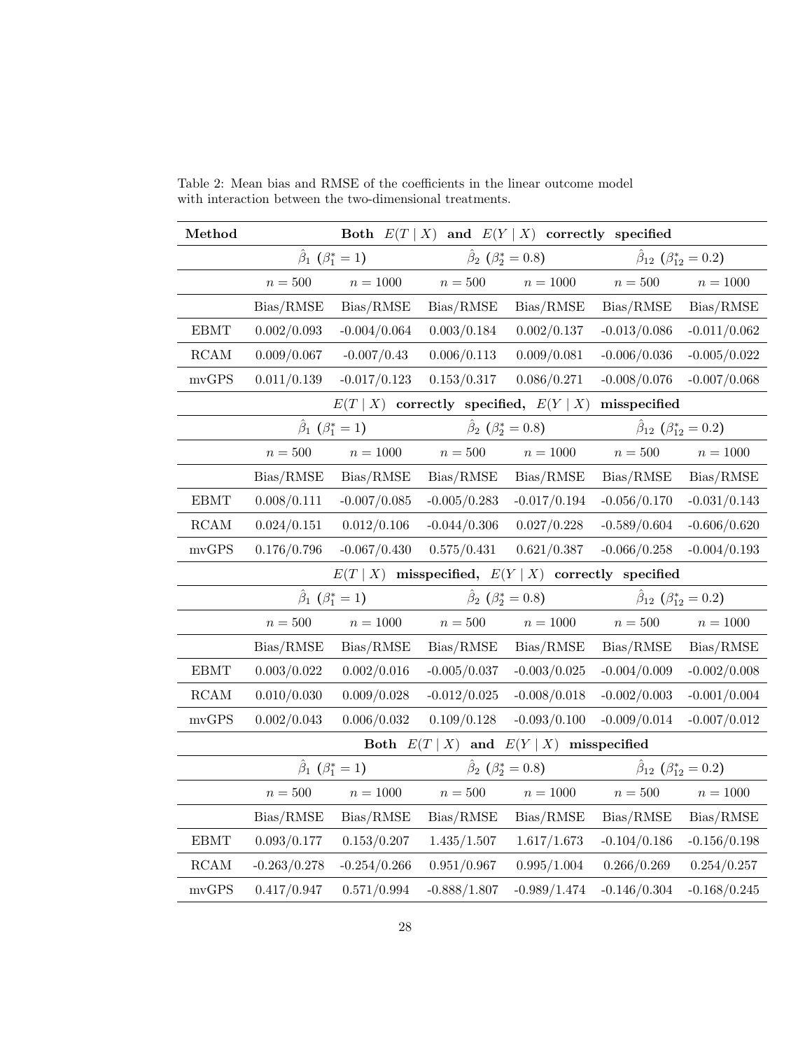Table 2: Mean bias and RMSE of the coefficients in the linear outcome model with interaction between the two-dimensional treatments.

| **Method** | **Both $E(T \mid X)$ and $E(Y \mid X)$ correctly specified** | | | | | |
|---|---|---|---|---|---|---|
| | $\hat{\beta}_1$ ($\beta_1^* = 1$) | | $\hat{\beta}_2$ ($\beta_2^* = 0.8$) | | $\hat{\beta}_{12}$ ($\beta_{12}^* = 0.2$) | |
| | $n = 500$ | $n = 1000$ | $n = 500$ | $n = 1000$ | $n = 500$ | $n = 1000$ |
| | Bias/RMSE | Bias/RMSE | Bias/RMSE | Bias/RMSE | Bias/RMSE | Bias/RMSE |
| EBMT | 0.002/0.093 | -0.004/0.064 | 0.003/0.184 | 0.002/0.137 | -0.013/0.086 | -0.011/0.062 |
| RCAM | 0.009/0.067 | -0.007/0.43 | 0.006/0.113 | 0.009/0.081 | -0.006/0.036 | -0.005/0.022 |
| mvGPS | 0.011/0.139 | -0.017/0.123 | 0.153/0.317 | 0.086/0.271 | -0.008/0.076 | -0.007/0.068 |
| | **$E(T \mid X)$ correctly specified, $E(Y \mid X)$ misspecified** | | | | | |
| | $\hat{\beta}_1$ ($\beta_1^* = 1$) | | $\hat{\beta}_2$ ($\beta_2^* = 0.8$) | | $\hat{\beta}_{12}$ ($\beta_{12}^* = 0.2$) | |
| | $n = 500$ | $n = 1000$ | $n = 500$ | $n = 1000$ | $n = 500$ | $n = 1000$ |
| | Bias/RMSE | Bias/RMSE | Bias/RMSE | Bias/RMSE | Bias/RMSE | Bias/RMSE |
| EBMT | 0.008/0.111 | -0.007/0.085 | -0.005/0.283 | -0.017/0.194 | -0.056/0.170 | -0.031/0.143 |
| RCAM | 0.024/0.151 | 0.012/0.106 | -0.044/0.306 | 0.027/0.228 | -0.589/0.604 | -0.606/0.620 |
| mvGPS | 0.176/0.796 | -0.067/0.430 | 0.575/0.431 | 0.621/0.387 | -0.066/0.258 | -0.004/0.193 |
| | **$E(T \mid X)$ misspecified, $E(Y \mid X)$ correctly specified** | | | | | |
| | $\hat{\beta}_1$ ($\beta_1^* = 1$) | | $\hat{\beta}_2$ ($\beta_2^* = 0.8$) | | $\hat{\beta}_{12}$ ($\beta_{12}^* = 0.2$) | |
| | $n = 500$ | $n = 1000$ | $n = 500$ | $n = 1000$ | $n = 500$ | $n = 1000$ |
| | Bias/RMSE | Bias/RMSE | Bias/RMSE | Bias/RMSE | Bias/RMSE | Bias/RMSE |
| EBMT | 0.003/0.022 | 0.002/0.016 | -0.005/0.037 | -0.003/0.025 | -0.004/0.009 | -0.002/0.008 |
| RCAM | 0.010/0.030 | 0.009/0.028 | -0.012/0.025 | -0.008/0.018 | -0.002/0.003 | -0.001/0.004 |
| mvGPS | 0.002/0.043 | 0.006/0.032 | 0.109/0.128 | -0.093/0.100 | -0.009/0.014 | -0.007/0.012 |
| | **Both $E(T \mid X)$ and $E(Y \mid X)$ misspecified** | | | | | |
| | $\hat{\beta}_1$ ($\beta_1^* = 1$) | | $\hat{\beta}_2$ ($\beta_2^* = 0.8$) | | $\hat{\beta}_{12}$ ($\beta_{12}^* = 0.2$) | |
| | $n = 500$ | $n = 1000$ | $n = 500$ | $n = 1000$ | $n = 500$ | $n = 1000$ |
| | Bias/RMSE | Bias/RMSE | Bias/RMSE | Bias/RMSE | Bias/RMSE | Bias/RMSE |
| EBMT | 0.093/0.177 | 0.153/0.207 | 1.435/1.507 | 1.617/1.673 | -0.104/0.186 | -0.156/0.198 |
| RCAM | -0.263/0.278 | -0.254/0.266 | 0.951/0.967 | 0.995/1.004 | 0.266/0.269 | 0.254/0.257 |
| mvGPS | 0.417/0.947 | 0.571/0.994 | -0.888/1.807 | -0.989/1.474 | -0.146/0.304 | -0.168/0.245 |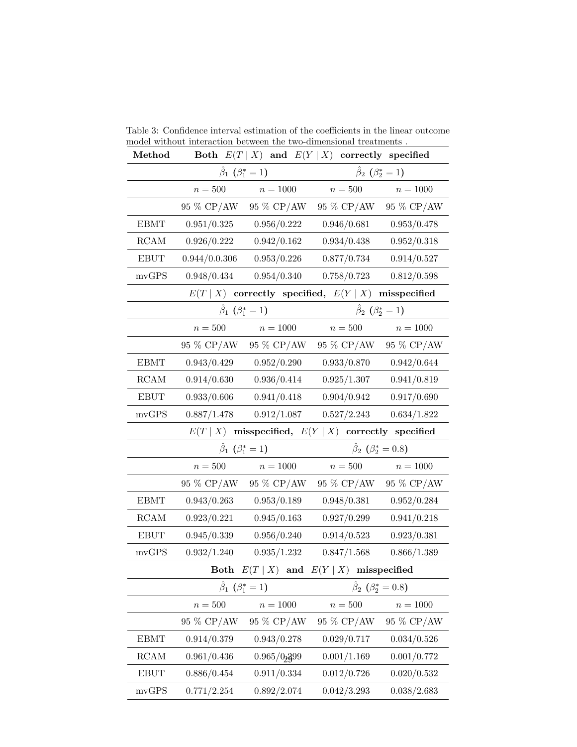Table 3: Confidence interval estimation of the coefficients in the linear outcome model without interaction between the two-dimensional treatments .

| Method | **Both $E(T \mid X)$ and $E(Y \mid X)$ correctly specified** | | | |
|---|---|---|---|---|
| | $\hat{\beta}_1$ ($\beta_1^* = 1$) | | $\hat{\beta}_2$ ($\beta_2^* = 1$) | |
| | $n = 500$ | $n = 1000$ | $n = 500$ | $n = 1000$ |
| | 95 % CP/AW | 95 % CP/AW | 95 % CP/AW | 95 % CP/AW |
| EBMT | 0.951/0.325 | 0.956/0.222 | 0.946/0.681 | 0.953/0.478 |
| RCAM | 0.926/0.222 | 0.942/0.162 | 0.934/0.438 | 0.952/0.318 |
| EBUT | 0.944/0.0.306 | 0.953/0.226 | 0.877/0.734 | 0.914/0.527 |
| mvGPS | 0.948/0.434 | 0.954/0.340 | 0.758/0.723 | 0.812/0.598 |
| | **$E(T \mid X)$ correctly specified, $E(Y \mid X)$ misspecified** | | | |
| | $\hat{\beta}_1$ ($\beta_1^* = 1$) | | $\hat{\beta}_2$ ($\beta_2^* = 1$) | |
| | $n = 500$ | $n = 1000$ | $n = 500$ | $n = 1000$ |
| | 95 % CP/AW | 95 % CP/AW | 95 % CP/AW | 95 % CP/AW |
| EBMT | 0.943/0.429 | 0.952/0.290 | 0.933/0.870 | 0.942/0.644 |
| RCAM | 0.914/0.630 | 0.936/0.414 | 0.925/1.307 | 0.941/0.819 |
| EBUT | 0.933/0.606 | 0.941/0.418 | 0.904/0.942 | 0.917/0.690 |
| mvGPS | 0.887/1.478 | 0.912/1.087 | 0.527/2.243 | 0.634/1.822 |
| | **$E(T \mid X)$ misspecified, $E(Y \mid X)$ correctly specified** | | | |
| | $\hat{\beta}_1$ ($\beta_1^* = 1$) | | $\hat{\beta}_2$ ($\beta_2^* = 0.8$) | |
| | $n = 500$ | $n = 1000$ | $n = 500$ | $n = 1000$ |
| | 95 % CP/AW | 95 % CP/AW | 95 % CP/AW | 95 % CP/AW |
| EBMT | 0.943/0.263 | 0.953/0.189 | 0.948/0.381 | 0.952/0.284 |
| RCAM | 0.923/0.221 | 0.945/0.163 | 0.927/0.299 | 0.941/0.218 |
| EBUT | 0.945/0.339 | 0.956/0.240 | 0.914/0.523 | 0.923/0.381 |
| mvGPS | 0.932/1.240 | 0.935/1.232 | 0.847/1.568 | 0.866/1.389 |
| | **Both $E(T \mid X)$ and $E(Y \mid X)$ misspecified** | | | |
| | $\hat{\beta}_1$ ($\beta_1^* = 1$) | | $\hat{\beta}_2$ ($\beta_2^* = 0.8$) | |
| | $n = 500$ | $n = 1000$ | $n = 500$ | $n = 1000$ |
| | 95 % CP/AW | 95 % CP/AW | 95 % CP/AW | 95 % CP/AW |
| EBMT | 0.914/0.379 | 0.943/0.278 | 0.029/0.717 | 0.034/0.526 |
| RCAM | 0.961/0.436 | 0.965/0.299 | 0.001/1.169 | 0.001/0.772 |
| EBUT | 0.886/0.454 | 0.911/0.334 | 0.012/0.726 | 0.020/0.532 |
| mvGPS | 0.771/2.254 | 0.892/2.074 | 0.042/3.293 | 0.038/2.683 |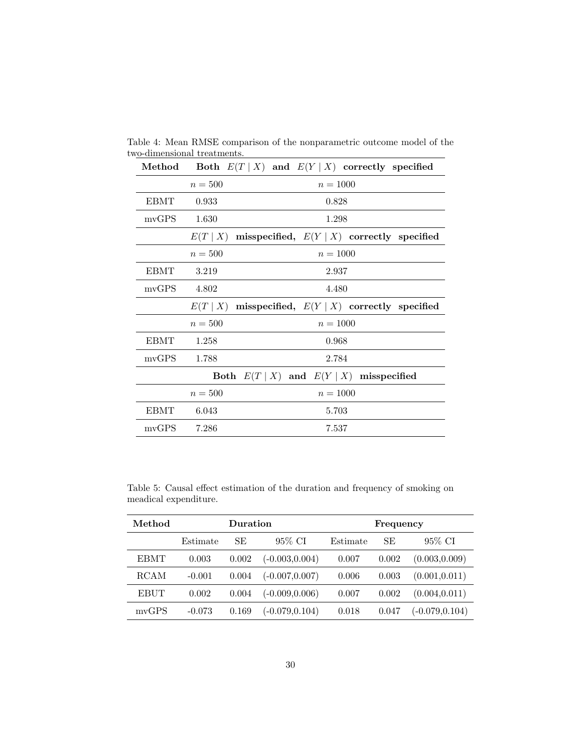Table 4: Mean RMSE comparison of the nonparametric outcome model of the two-dimensional treatments.

| **Method** | **Both $E(T \mid X)$ and $E(Y \mid X)$ correctly specified** | |
|---|---|---|
| | $n = 500$ | $n = 1000$ |
| EBMT | 0.933 | 0.828 |
| mvGPS | 1.630 | 1.298 |
| | **$E(T \mid X)$ misspecified, $E(Y \mid X)$ correctly specified** | |
| | $n = 500$ | $n = 1000$ |
| EBMT | 3.219 | 2.937 |
| mvGPS | 4.802 | 4.480 |
| | **$E(T \mid X)$ misspecified, $E(Y \mid X)$ correctly specified** | |
| | $n = 500$ | $n = 1000$ |
| EBMT | 1.258 | 0.968 |
| mvGPS | 1.788 | 2.784 |
| | **Both $E(T \mid X)$ and $E(Y \mid X)$ misspecified** | |
| | $n = 500$ | $n = 1000$ |
| EBMT | 6.043 | 5.703 |
| mvGPS | 7.286 | 7.537 |

Table 5: Causal effect estimation of the duration and frequency of smoking on meadical expenditure.

| **Method** | **Duration** | | | **Frequency** | | |
|---|---|---|---|---|---|---|
| | Estimate | SE | 95% CI | Estimate | SE | 95% CI |
| EBMT | 0.003 | 0.002 | (-0.003,0.004) | 0.007 | 0.002 | (0.003,0.009) |
| RCAM | -0.001 | 0.004 | (-0.007,0.007) | 0.006 | 0.003 | (0.001,0.011) |
| EBUT | 0.002 | 0.004 | (-0.009,0.006) | 0.007 | 0.002 | (0.004,0.011) |
| mvGPS | -0.073 | 0.169 | (-0.079,0.104) | 0.018 | 0.047 | (-0.079,0.104) |